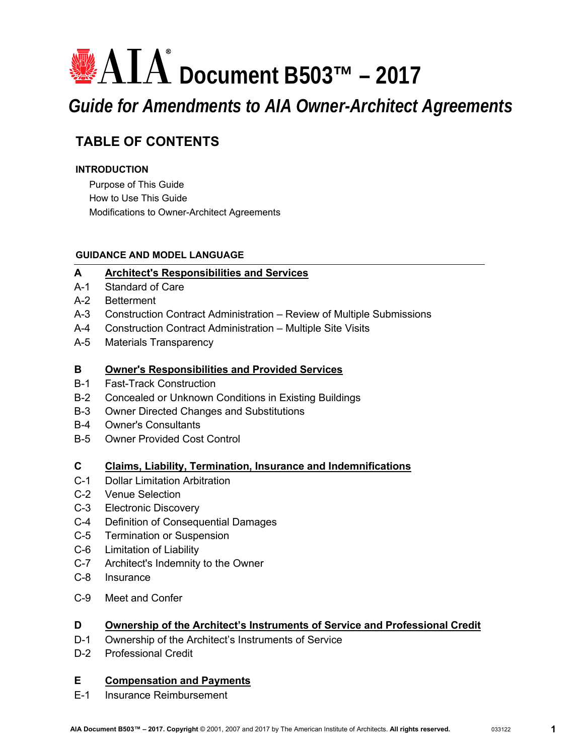# AIA® Document B503™ – 2017

## *Guide for Amendments to AIA Owner-Architect Agreements*

## TABLE OF CONTENTS

### INTRODUCTION

- Purpose of This Guide
- How to Use This Guide
- Modifications to Owner-Architect Agreements

### GUIDANCE AND MODEL LANGUAGE

**A** **Architect's Responsibilities and Services**

- A-1 Standard of Care
- A-2 Betterment
- A-3 Construction Contract Administration – Review of Multiple Submissions
- A-4 Construction Contract Administration – Multiple Site Visits
- A-5 Materials Transparency

**B** **Owner's Responsibilities and Provided Services**

- B-1 Fast-Track Construction
- B-2 Concealed or Unknown Conditions in Existing Buildings
- B-3 Owner Directed Changes and Substitutions
- B-4 Owner's Consultants
- B-5 Owner Provided Cost Control

**C** **Claims, Liability, Termination, Insurance and Indemnifications**

- C-1 Dollar Limitation Arbitration
- C-2 Venue Selection
- C-3 Electronic Discovery
- C-4 Definition of Consequential Damages
- C-5 Termination or Suspension
- C-6 Limitation of Liability
- C-7 Architect's Indemnity to the Owner
- C-8 Insurance
- C-9 Meet and Confer

**D** **Ownership of the Architect's Instruments of Service and Professional Credit**

- D-1 Ownership of the Architect's Instruments of Service
- D-2 Professional Credit

**E** **Compensation and Payments**

- E-1 Insurance Reimbursement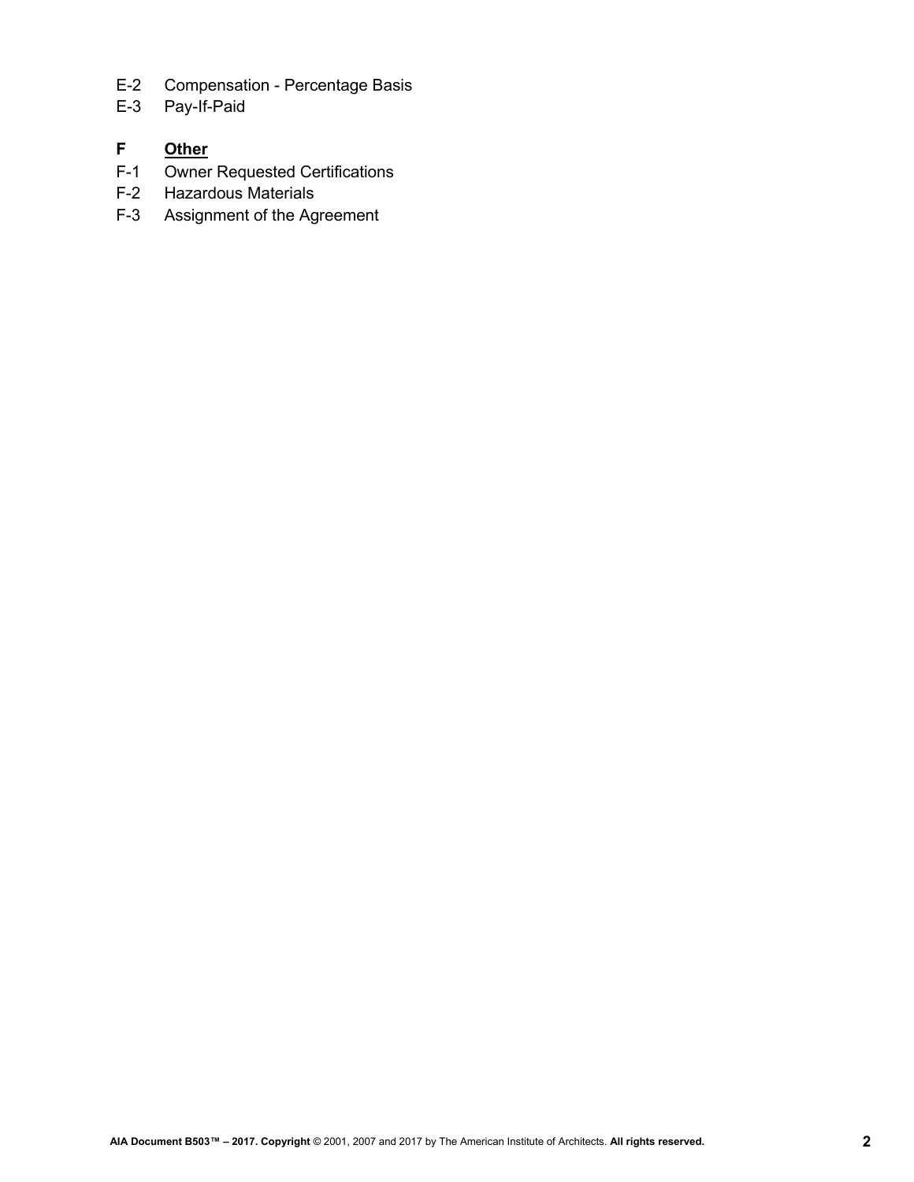E-2 Compensation - Percentage Basis
E-3 Pay-If-Paid

**F** **Other**
F-1 Owner Requested Certifications
F-2 Hazardous Materials
F-3 Assignment of the Agreement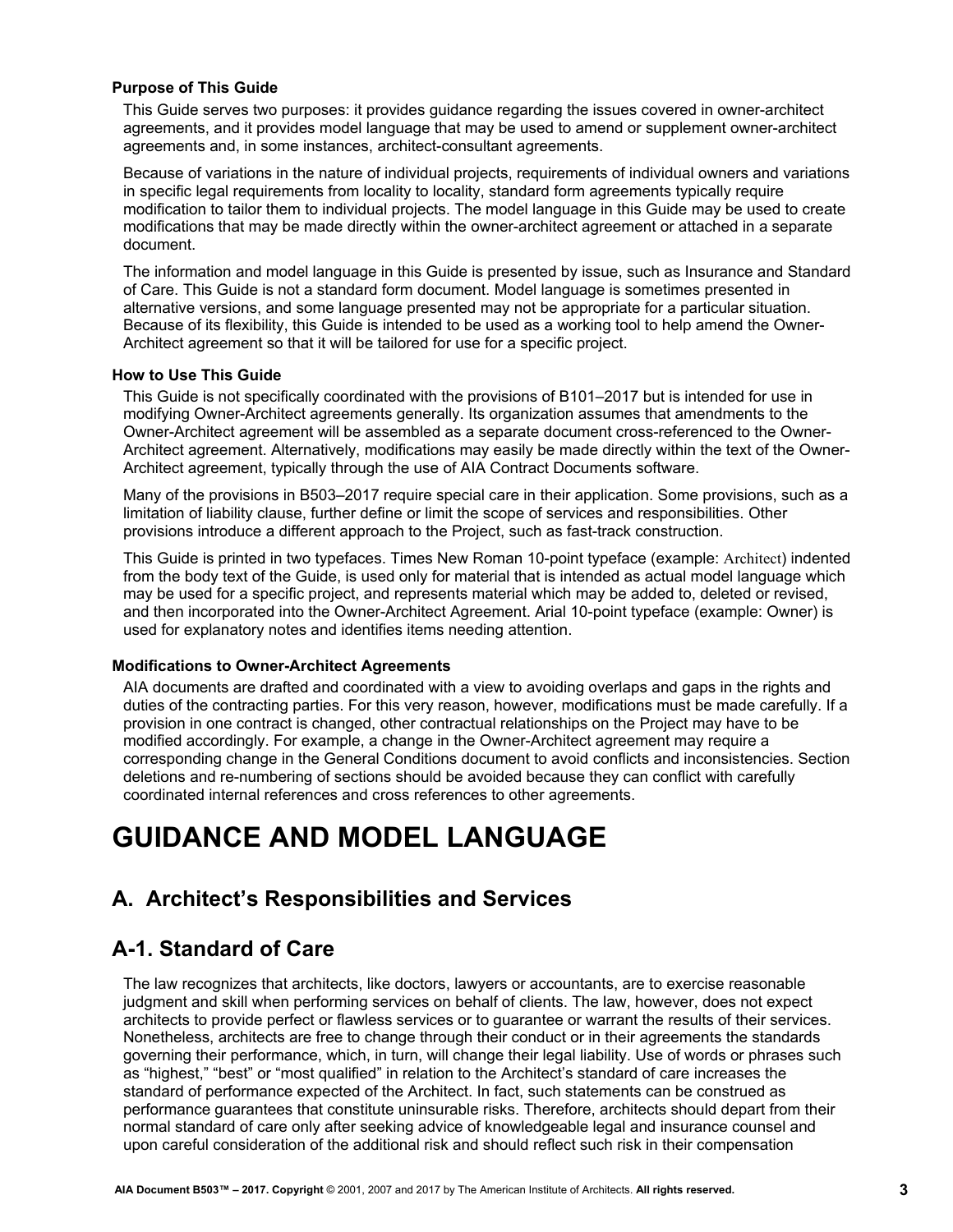### Purpose of This Guide

This Guide serves two purposes: it provides guidance regarding the issues covered in owner-architect agreements, and it provides model language that may be used to amend or supplement owner-architect agreements and, in some instances, architect-consultant agreements.

Because of variations in the nature of individual projects, requirements of individual owners and variations in specific legal requirements from locality to locality, standard form agreements typically require modification to tailor them to individual projects. The model language in this Guide may be used to create modifications that may be made directly within the owner-architect agreement or attached in a separate document.

The information and model language in this Guide is presented by issue, such as Insurance and Standard of Care. This Guide is not a standard form document. Model language is sometimes presented in alternative versions, and some language presented may not be appropriate for a particular situation. Because of its flexibility, this Guide is intended to be used as a working tool to help amend the Owner-Architect agreement so that it will be tailored for use for a specific project.

### How to Use This Guide

This Guide is not specifically coordinated with the provisions of B101–2017 but is intended for use in modifying Owner-Architect agreements generally. Its organization assumes that amendments to the Owner-Architect agreement will be assembled as a separate document cross-referenced to the Owner-Architect agreement. Alternatively, modifications may easily be made directly within the text of the Owner-Architect agreement, typically through the use of AIA Contract Documents software.

Many of the provisions in B503–2017 require special care in their application. Some provisions, such as a limitation of liability clause, further define or limit the scope of services and responsibilities. Other provisions introduce a different approach to the Project, such as fast-track construction.

This Guide is printed in two typefaces. Times New Roman 10-point typeface (example: Architect) indented from the body text of the Guide, is used only for material that is intended as actual model language which may be used for a specific project, and represents material which may be added to, deleted or revised, and then incorporated into the Owner-Architect Agreement. Arial 10-point typeface (example: Owner) is used for explanatory notes and identifies items needing attention.

### Modifications to Owner-Architect Agreements

AIA documents are drafted and coordinated with a view to avoiding overlaps and gaps in the rights and duties of the contracting parties. For this very reason, however, modifications must be made carefully. If a provision in one contract is changed, other contractual relationships on the Project may have to be modified accordingly. For example, a change in the Owner-Architect agreement may require a corresponding change in the General Conditions document to avoid conflicts and inconsistencies. Section deletions and re-numbering of sections should be avoided because they can conflict with carefully coordinated internal references and cross references to other agreements.

# GUIDANCE AND MODEL LANGUAGE

## A. Architect's Responsibilities and Services

## A-1. Standard of Care

The law recognizes that architects, like doctors, lawyers or accountants, are to exercise reasonable judgment and skill when performing services on behalf of clients. The law, however, does not expect architects to provide perfect or flawless services or to guarantee or warrant the results of their services. Nonetheless, architects are free to change through their conduct or in their agreements the standards governing their performance, which, in turn, will change their legal liability. Use of words or phrases such as "highest," "best" or "most qualified" in relation to the Architect's standard of care increases the standard of performance expected of the Architect. In fact, such statements can be construed as performance guarantees that constitute uninsurable risks. Therefore, architects should depart from their normal standard of care only after seeking advice of knowledgeable legal and insurance counsel and upon careful consideration of the additional risk and should reflect such risk in their compensation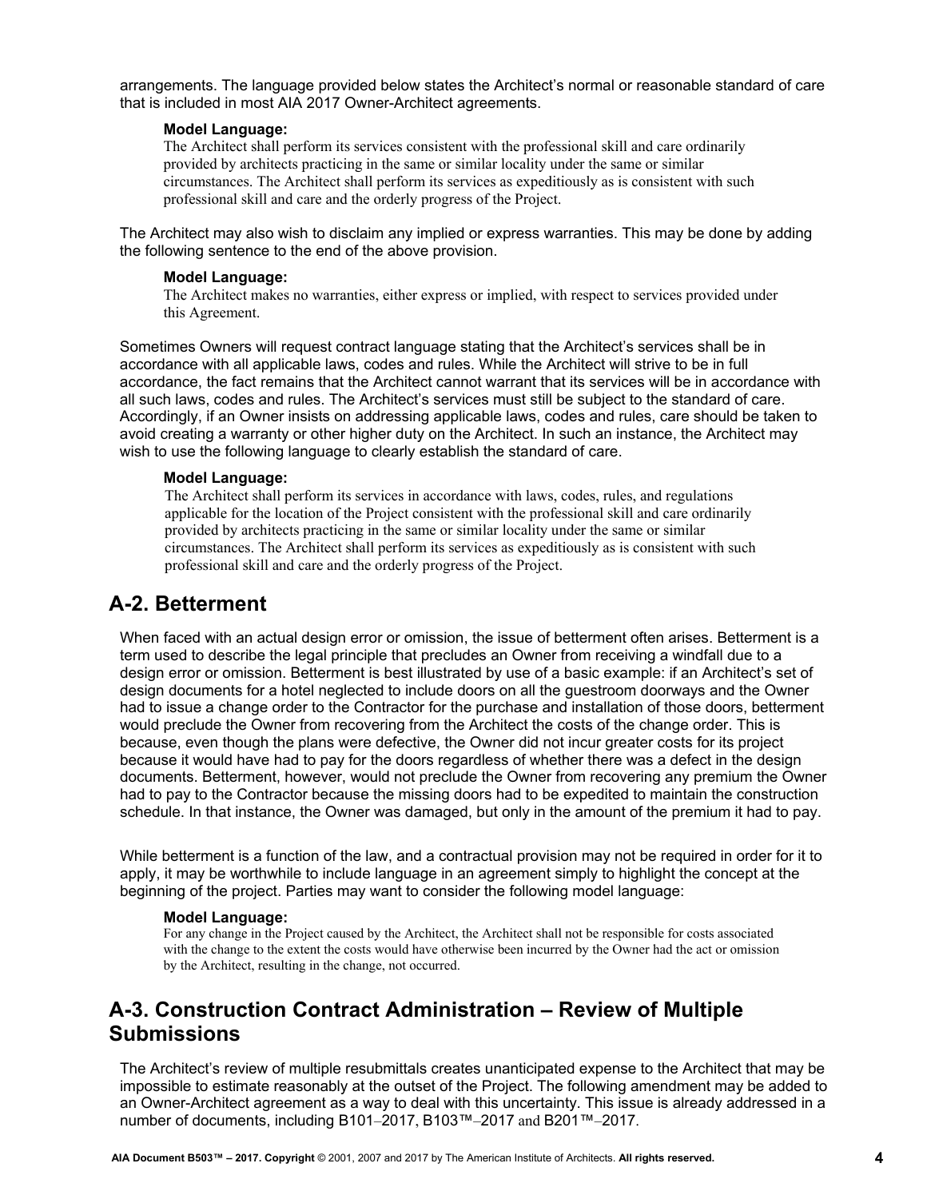arrangements. The language provided below states the Architect's normal or reasonable standard of care that is included in most AIA 2017 Owner-Architect agreements.

**Model Language:**

The Architect shall perform its services consistent with the professional skill and care ordinarily provided by architects practicing in the same or similar locality under the same or similar circumstances. The Architect shall perform its services as expeditiously as is consistent with such professional skill and care and the orderly progress of the Project.

The Architect may also wish to disclaim any implied or express warranties. This may be done by adding the following sentence to the end of the above provision.

**Model Language:**

The Architect makes no warranties, either express or implied, with respect to services provided under this Agreement.

Sometimes Owners will request contract language stating that the Architect's services shall be in accordance with all applicable laws, codes and rules. While the Architect will strive to be in full accordance, the fact remains that the Architect cannot warrant that its services will be in accordance with all such laws, codes and rules. The Architect's services must still be subject to the standard of care. Accordingly, if an Owner insists on addressing applicable laws, codes and rules, care should be taken to avoid creating a warranty or other higher duty on the Architect. In such an instance, the Architect may wish to use the following language to clearly establish the standard of care.

**Model Language:**

The Architect shall perform its services in accordance with laws, codes, rules, and regulations applicable for the location of the Project consistent with the professional skill and care ordinarily provided by architects practicing in the same or similar locality under the same or similar circumstances. The Architect shall perform its services as expeditiously as is consistent with such professional skill and care and the orderly progress of the Project.

## A-2. Betterment

When faced with an actual design error or omission, the issue of betterment often arises. Betterment is a term used to describe the legal principle that precludes an Owner from receiving a windfall due to a design error or omission. Betterment is best illustrated by use of a basic example: if an Architect's set of design documents for a hotel neglected to include doors on all the guestroom doorways and the Owner had to issue a change order to the Contractor for the purchase and installation of those doors, betterment would preclude the Owner from recovering from the Architect the costs of the change order. This is because, even though the plans were defective, the Owner did not incur greater costs for its project because it would have had to pay for the doors regardless of whether there was a defect in the design documents. Betterment, however, would not preclude the Owner from recovering any premium the Owner had to pay to the Contractor because the missing doors had to be expedited to maintain the construction schedule. In that instance, the Owner was damaged, but only in the amount of the premium it had to pay.

While betterment is a function of the law, and a contractual provision may not be required in order for it to apply, it may be worthwhile to include language in an agreement simply to highlight the concept at the beginning of the project. Parties may want to consider the following model language:

**Model Language:**

For any change in the Project caused by the Architect, the Architect shall not be responsible for costs associated with the change to the extent the costs would have otherwise been incurred by the Owner had the act or omission by the Architect, resulting in the change, not occurred.

## A-3. Construction Contract Administration – Review of Multiple Submissions

The Architect's review of multiple resubmittals creates unanticipated expense to the Architect that may be impossible to estimate reasonably at the outset of the Project. The following amendment may be added to an Owner-Architect agreement as a way to deal with this uncertainty. This issue is already addressed in a number of documents, including B101–2017, B103™–2017 and B201™–2017.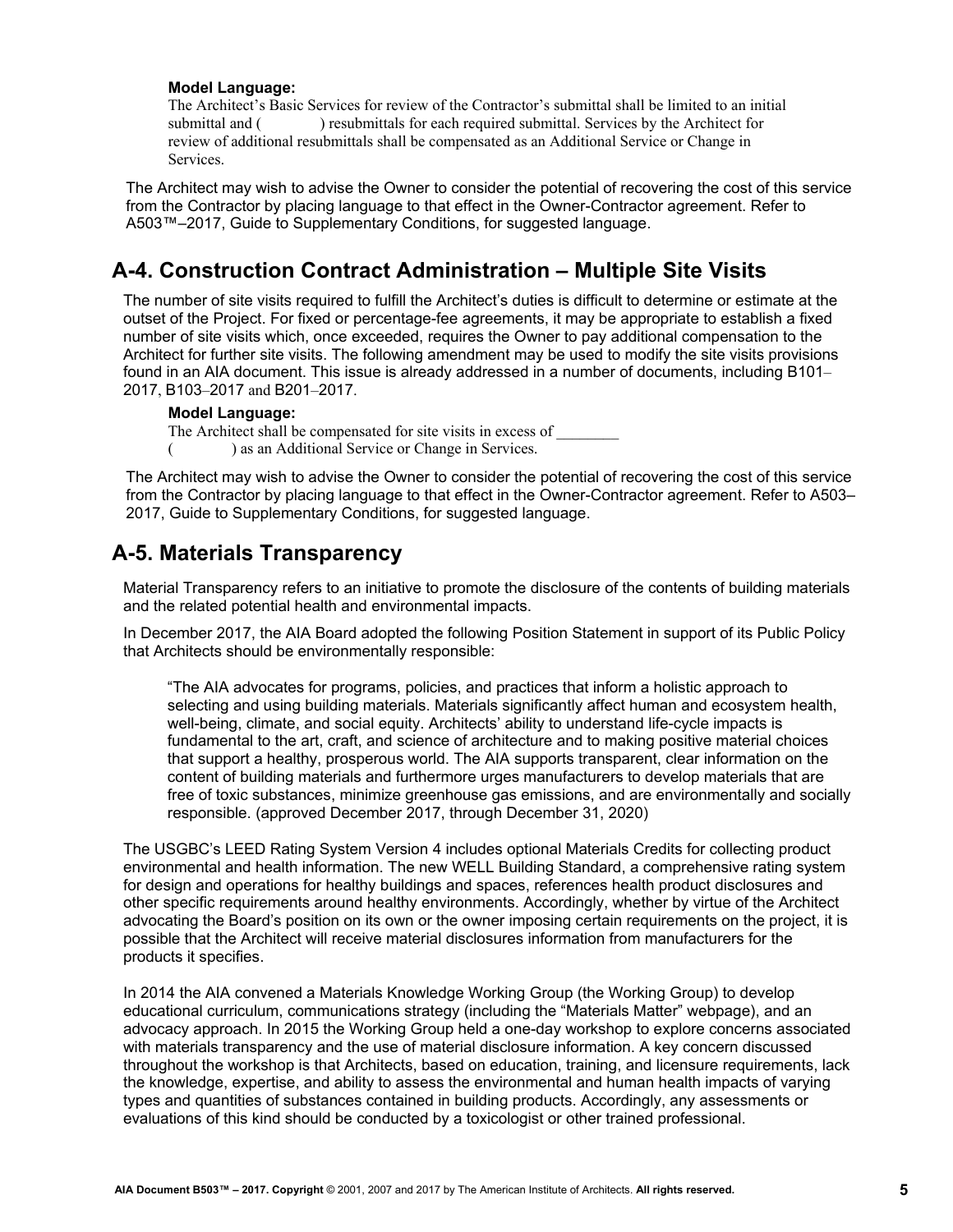**Model Language:**

The Architect's Basic Services for review of the Contractor's submittal shall be limited to an initial submittal and (        ) resubmittals for each required submittal. Services by the Architect for review of additional resubmittals shall be compensated as an Additional Service or Change in Services.

The Architect may wish to advise the Owner to consider the potential of recovering the cost of this service from the Contractor by placing language to that effect in the Owner-Contractor agreement. Refer to A503™–2017, Guide to Supplementary Conditions, for suggested language.

## A-4. Construction Contract Administration – Multiple Site Visits

The number of site visits required to fulfill the Architect's duties is difficult to determine or estimate at the outset of the Project. For fixed or percentage-fee agreements, it may be appropriate to establish a fixed number of site visits which, once exceeded, requires the Owner to pay additional compensation to the Architect for further site visits. The following amendment may be used to modify the site visits provisions found in an AIA document. This issue is already addressed in a number of documents, including B101–2017, B103–2017 and B201–2017.

**Model Language:**

The Architect shall be compensated for site visits in excess of ________ (        ) as an Additional Service or Change in Services.

The Architect may wish to advise the Owner to consider the potential of recovering the cost of this service from the Contractor by placing language to that effect in the Owner-Contractor agreement. Refer to A503–2017, Guide to Supplementary Conditions, for suggested language.

## A-5. Materials Transparency

Material Transparency refers to an initiative to promote the disclosure of the contents of building materials and the related potential health and environmental impacts.

In December 2017, the AIA Board adopted the following Position Statement in support of its Public Policy that Architects should be environmentally responsible:

> "The AIA advocates for programs, policies, and practices that inform a holistic approach to selecting and using building materials. Materials significantly affect human and ecosystem health, well-being, climate, and social equity. Architects' ability to understand life-cycle impacts is fundamental to the art, craft, and science of architecture and to making positive material choices that support a healthy, prosperous world. The AIA supports transparent, clear information on the content of building materials and furthermore urges manufacturers to develop materials that are free of toxic substances, minimize greenhouse gas emissions, and are environmentally and socially responsible. (approved December 2017, through December 31, 2020)

The USGBC's LEED Rating System Version 4 includes optional Materials Credits for collecting product environmental and health information. The new WELL Building Standard, a comprehensive rating system for design and operations for healthy buildings and spaces, references health product disclosures and other specific requirements around healthy environments. Accordingly, whether by virtue of the Architect advocating the Board's position on its own or the owner imposing certain requirements on the project, it is possible that the Architect will receive material disclosures information from manufacturers for the products it specifies.

In 2014 the AIA convened a Materials Knowledge Working Group (the Working Group) to develop educational curriculum, communications strategy (including the "Materials Matter" webpage), and an advocacy approach. In 2015 the Working Group held a one-day workshop to explore concerns associated with materials transparency and the use of material disclosure information. A key concern discussed throughout the workshop is that Architects, based on education, training, and licensure requirements, lack the knowledge, expertise, and ability to assess the environmental and human health impacts of varying types and quantities of substances contained in building products. Accordingly, any assessments or evaluations of this kind should be conducted by a toxicologist or other trained professional.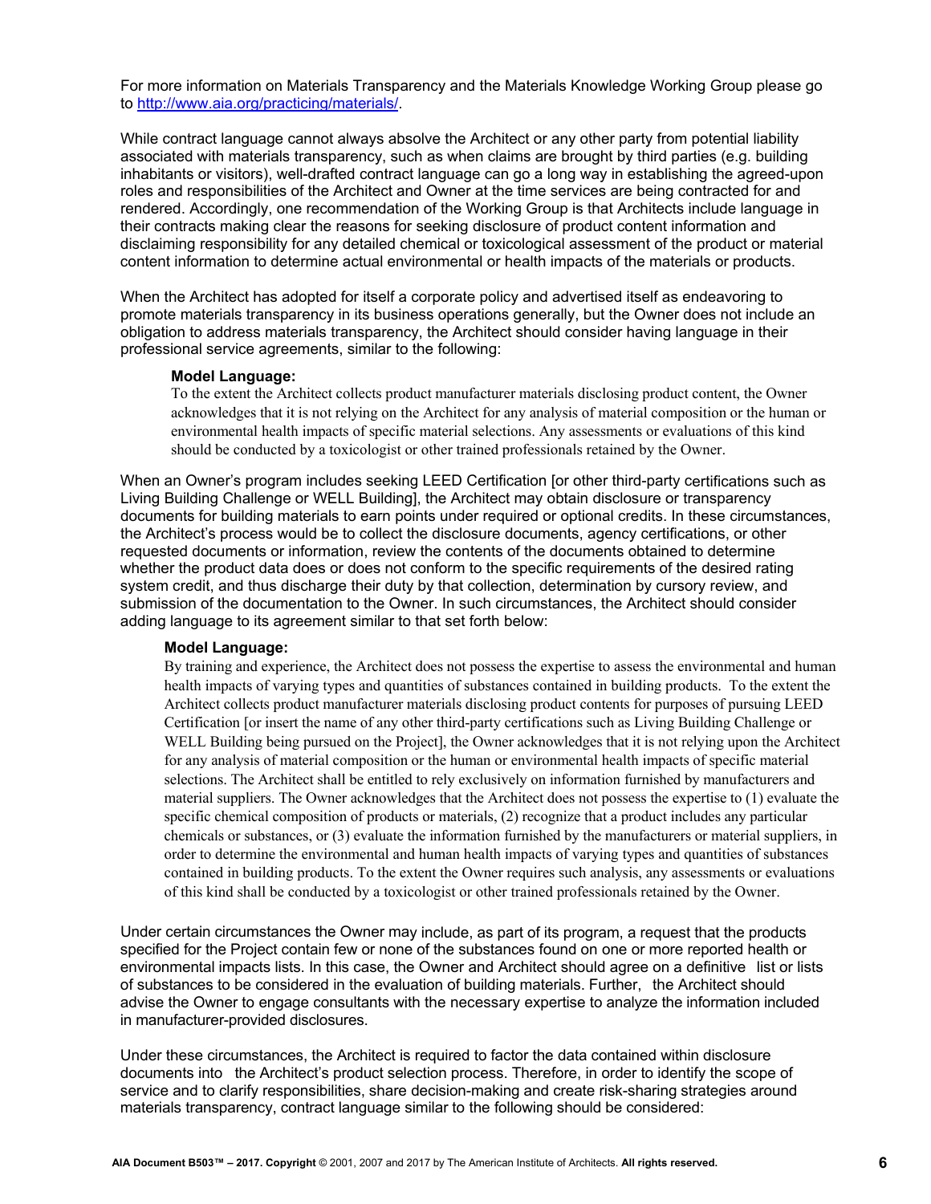For more information on Materials Transparency and the Materials Knowledge Working Group please go to http://www.aia.org/practicing/materials/.

While contract language cannot always absolve the Architect or any other party from potential liability associated with materials transparency, such as when claims are brought by third parties (e.g. building inhabitants or visitors), well-drafted contract language can go a long way in establishing the agreed-upon roles and responsibilities of the Architect and Owner at the time services are being contracted for and rendered. Accordingly, one recommendation of the Working Group is that Architects include language in their contracts making clear the reasons for seeking disclosure of product content information and disclaiming responsibility for any detailed chemical or toxicological assessment of the product or material content information to determine actual environmental or health impacts of the materials or products.

When the Architect has adopted for itself a corporate policy and advertised itself as endeavoring to promote materials transparency in its business operations generally, but the Owner does not include an obligation to address materials transparency, the Architect should consider having language in their professional service agreements, similar to the following:

> **Model Language:**
> To the extent the Architect collects product manufacturer materials disclosing product content, the Owner acknowledges that it is not relying on the Architect for any analysis of material composition or the human or environmental health impacts of specific material selections. Any assessments or evaluations of this kind should be conducted by a toxicologist or other trained professionals retained by the Owner.

When an Owner's program includes seeking LEED Certification [or other third-party certifications such as Living Building Challenge or WELL Building], the Architect may obtain disclosure or transparency documents for building materials to earn points under required or optional credits. In these circumstances, the Architect's process would be to collect the disclosure documents, agency certifications, or other requested documents or information, review the contents of the documents obtained to determine whether the product data does or does not conform to the specific requirements of the desired rating system credit, and thus discharge their duty by that collection, determination by cursory review, and submission of the documentation to the Owner. In such circumstances, the Architect should consider adding language to its agreement similar to that set forth below:

> **Model Language:**
> By training and experience, the Architect does not possess the expertise to assess the environmental and human health impacts of varying types and quantities of substances contained in building products. To the extent the Architect collects product manufacturer materials disclosing product contents for purposes of pursuing LEED Certification [or insert the name of any other third-party certifications such as Living Building Challenge or WELL Building being pursued on the Project], the Owner acknowledges that it is not relying upon the Architect for any analysis of material composition or the human or environmental health impacts of specific material selections. The Architect shall be entitled to rely exclusively on information furnished by manufacturers and material suppliers. The Owner acknowledges that the Architect does not possess the expertise to (1) evaluate the specific chemical composition of products or materials, (2) recognize that a product includes any particular chemicals or substances, or (3) evaluate the information furnished by the manufacturers or material suppliers, in order to determine the environmental and human health impacts of varying types and quantities of substances contained in building products. To the extent the Owner requires such analysis, any assessments or evaluations of this kind shall be conducted by a toxicologist or other trained professionals retained by the Owner.

Under certain circumstances the Owner may include, as part of its program, a request that the products specified for the Project contain few or none of the substances found on one or more reported health or environmental impacts lists. In this case, the Owner and Architect should agree on a definitive list or lists of substances to be considered in the evaluation of building materials. Further, the Architect should advise the Owner to engage consultants with the necessary expertise to analyze the information included in manufacturer-provided disclosures.

Under these circumstances, the Architect is required to factor the data contained within disclosure documents into the Architect's product selection process. Therefore, in order to identify the scope of service and to clarify responsibilities, share decision-making and create risk-sharing strategies around materials transparency, contract language similar to the following should be considered: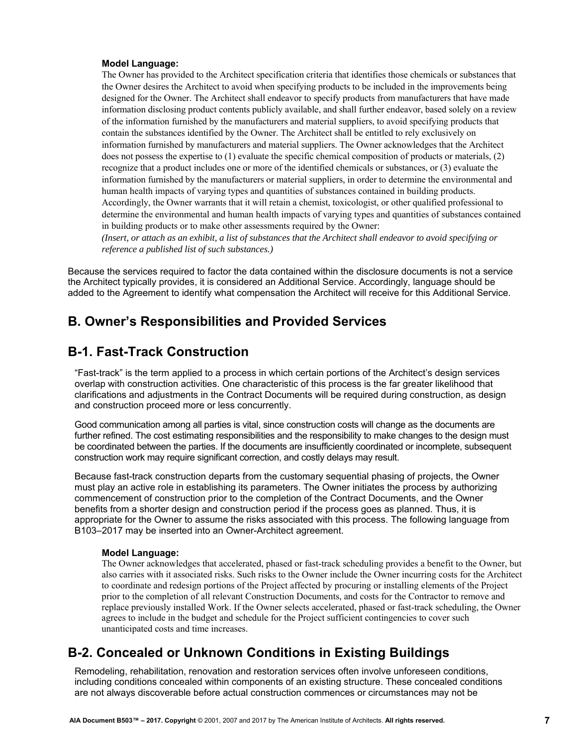**Model Language:**

The Owner has provided to the Architect specification criteria that identifies those chemicals or substances that the Owner desires the Architect to avoid when specifying products to be included in the improvements being designed for the Owner. The Architect shall endeavor to specify products from manufacturers that have made information disclosing product contents publicly available, and shall further endeavor, based solely on a review of the information furnished by the manufacturers and material suppliers, to avoid specifying products that contain the substances identified by the Owner. The Architect shall be entitled to rely exclusively on information furnished by manufacturers and material suppliers. The Owner acknowledges that the Architect does not possess the expertise to (1) evaluate the specific chemical composition of products or materials, (2) recognize that a product includes one or more of the identified chemicals or substances, or (3) evaluate the information furnished by the manufacturers or material suppliers, in order to determine the environmental and human health impacts of varying types and quantities of substances contained in building products. Accordingly, the Owner warrants that it will retain a chemist, toxicologist, or other qualified professional to determine the environmental and human health impacts of varying types and quantities of substances contained in building products or to make other assessments required by the Owner:
*(Insert, or attach as an exhibit, a list of substances that the Architect shall endeavor to avoid specifying or reference a published list of such substances.)*

Because the services required to factor the data contained within the disclosure documents is not a service the Architect typically provides, it is considered an Additional Service. Accordingly, language should be added to the Agreement to identify what compensation the Architect will receive for this Additional Service.

## B. Owner's Responsibilities and Provided Services

## B-1. Fast-Track Construction

"Fast-track" is the term applied to a process in which certain portions of the Architect's design services overlap with construction activities. One characteristic of this process is the far greater likelihood that clarifications and adjustments in the Contract Documents will be required during construction, as design and construction proceed more or less concurrently.

Good communication among all parties is vital, since construction costs will change as the documents are further refined. The cost estimating responsibilities and the responsibility to make changes to the design must be coordinated between the parties. If the documents are insufficiently coordinated or incomplete, subsequent construction work may require significant correction, and costly delays may result.

Because fast-track construction departs from the customary sequential phasing of projects, the Owner must play an active role in establishing its parameters. The Owner initiates the process by authorizing commencement of construction prior to the completion of the Contract Documents, and the Owner benefits from a shorter design and construction period if the process goes as planned. Thus, it is appropriate for the Owner to assume the risks associated with this process. The following language from B103–2017 may be inserted into an Owner-Architect agreement.

**Model Language:**

The Owner acknowledges that accelerated, phased or fast-track scheduling provides a benefit to the Owner, but also carries with it associated risks. Such risks to the Owner include the Owner incurring costs for the Architect to coordinate and redesign portions of the Project affected by procuring or installing elements of the Project prior to the completion of all relevant Construction Documents, and costs for the Contractor to remove and replace previously installed Work. If the Owner selects accelerated, phased or fast-track scheduling, the Owner agrees to include in the budget and schedule for the Project sufficient contingencies to cover such unanticipated costs and time increases.

## B-2. Concealed or Unknown Conditions in Existing Buildings

Remodeling, rehabilitation, renovation and restoration services often involve unforeseen conditions, including conditions concealed within components of an existing structure. These concealed conditions are not always discoverable before actual construction commences or circumstances may not be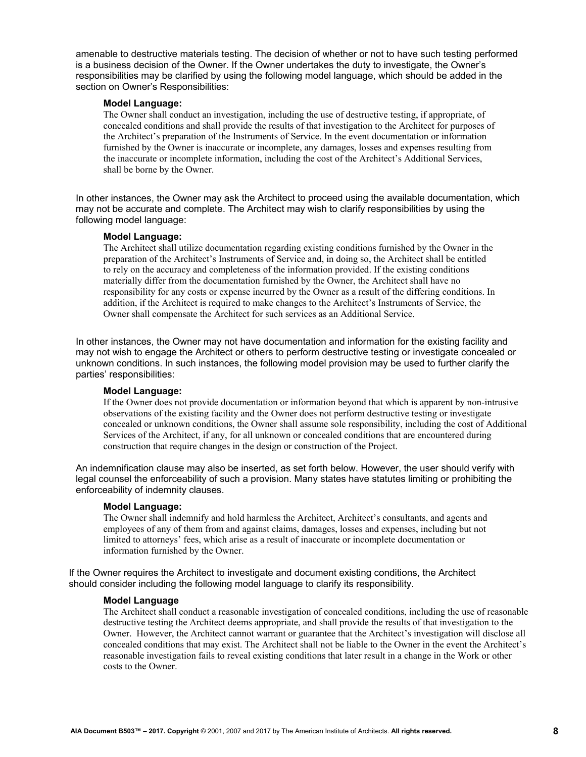amenable to destructive materials testing. The decision of whether or not to have such testing performed is a business decision of the Owner. If the Owner undertakes the duty to investigate, the Owner's responsibilities may be clarified by using the following model language, which should be added in the section on Owner's Responsibilities:

> **Model Language:**
> The Owner shall conduct an investigation, including the use of destructive testing, if appropriate, of concealed conditions and shall provide the results of that investigation to the Architect for purposes of the Architect's preparation of the Instruments of Service. In the event documentation or information furnished by the Owner is inaccurate or incomplete, any damages, losses and expenses resulting from the inaccurate or incomplete information, including the cost of the Architect's Additional Services, shall be borne by the Owner.

In other instances, the Owner may ask the Architect to proceed using the available documentation, which may not be accurate and complete. The Architect may wish to clarify responsibilities by using the following model language:

> **Model Language:**
> The Architect shall utilize documentation regarding existing conditions furnished by the Owner in the preparation of the Architect's Instruments of Service and, in doing so, the Architect shall be entitled to rely on the accuracy and completeness of the information provided. If the existing conditions materially differ from the documentation furnished by the Owner, the Architect shall have no responsibility for any costs or expense incurred by the Owner as a result of the differing conditions. In addition, if the Architect is required to make changes to the Architect's Instruments of Service, the Owner shall compensate the Architect for such services as an Additional Service.

In other instances, the Owner may not have documentation and information for the existing facility and may not wish to engage the Architect or others to perform destructive testing or investigate concealed or unknown conditions. In such instances, the following model provision may be used to further clarify the parties' responsibilities:

> **Model Language:**
> If the Owner does not provide documentation or information beyond that which is apparent by non-intrusive observations of the existing facility and the Owner does not perform destructive testing or investigate concealed or unknown conditions, the Owner shall assume sole responsibility, including the cost of Additional Services of the Architect, if any, for all unknown or concealed conditions that are encountered during construction that require changes in the design or construction of the Project.

An indemnification clause may also be inserted, as set forth below. However, the user should verify with legal counsel the enforceability of such a provision. Many states have statutes limiting or prohibiting the enforceability of indemnity clauses.

> **Model Language:**
> The Owner shall indemnify and hold harmless the Architect, Architect's consultants, and agents and employees of any of them from and against claims, damages, losses and expenses, including but not limited to attorneys' fees, which arise as a result of inaccurate or incomplete documentation or information furnished by the Owner.

If the Owner requires the Architect to investigate and document existing conditions, the Architect should consider including the following model language to clarify its responsibility.

> **Model Language**
> The Architect shall conduct a reasonable investigation of concealed conditions, including the use of reasonable destructive testing the Architect deems appropriate, and shall provide the results of that investigation to the Owner. However, the Architect cannot warrant or guarantee that the Architect's investigation will disclose all concealed conditions that may exist. The Architect shall not be liable to the Owner in the event the Architect's reasonable investigation fails to reveal existing conditions that later result in a change in the Work or other costs to the Owner.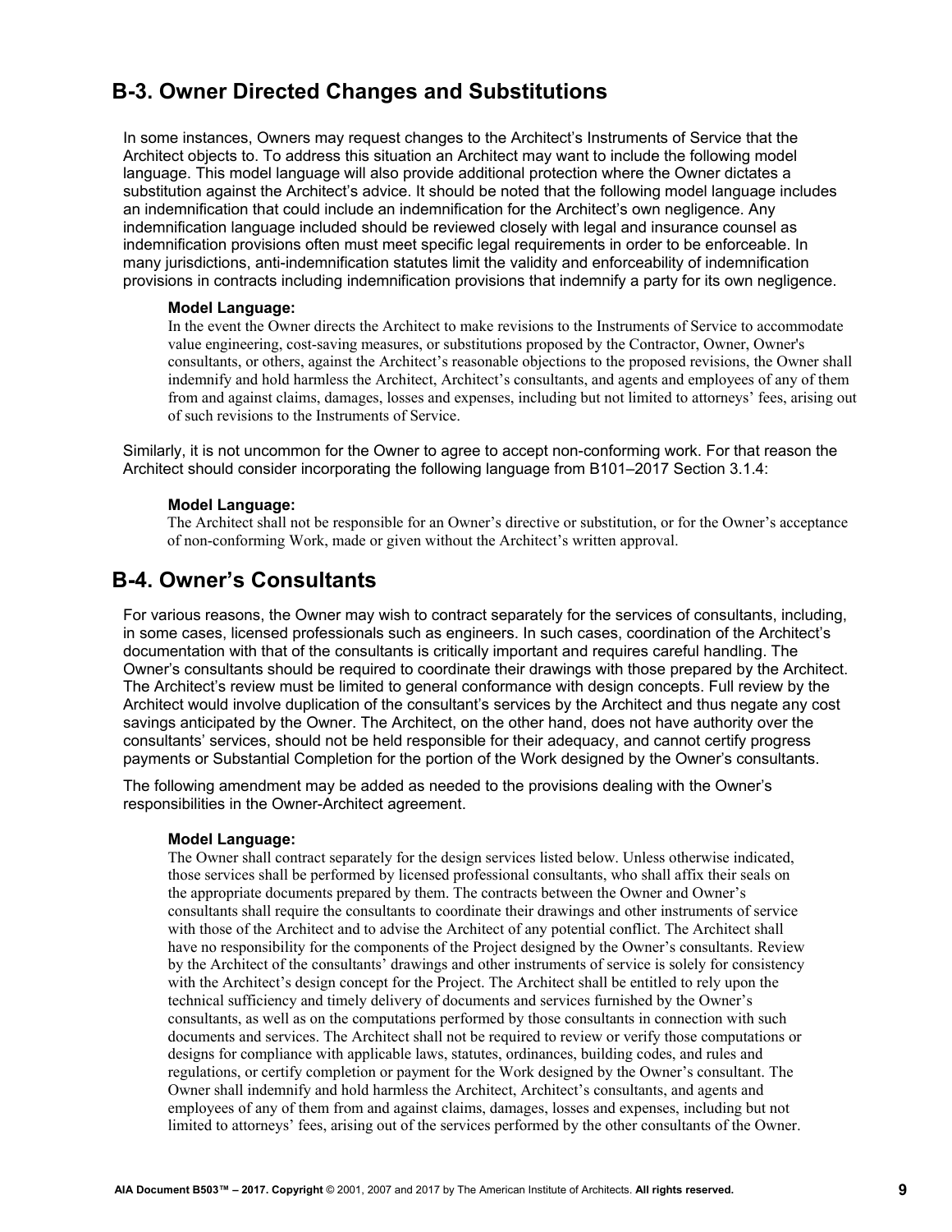## B-3. Owner Directed Changes and Substitutions

In some instances, Owners may request changes to the Architect's Instruments of Service that the Architect objects to. To address this situation an Architect may want to include the following model language. This model language will also provide additional protection where the Owner dictates a substitution against the Architect's advice. It should be noted that the following model language includes an indemnification that could include an indemnification for the Architect's own negligence. Any indemnification language included should be reviewed closely with legal and insurance counsel as indemnification provisions often must meet specific legal requirements in order to be enforceable. In many jurisdictions, anti-indemnification statutes limit the validity and enforceability of indemnification provisions in contracts including indemnification provisions that indemnify a party for its own negligence.

**Model Language:**

In the event the Owner directs the Architect to make revisions to the Instruments of Service to accommodate value engineering, cost-saving measures, or substitutions proposed by the Contractor, Owner, Owner's consultants, or others, against the Architect's reasonable objections to the proposed revisions, the Owner shall indemnify and hold harmless the Architect, Architect's consultants, and agents and employees of any of them from and against claims, damages, losses and expenses, including but not limited to attorneys' fees, arising out of such revisions to the Instruments of Service.

Similarly, it is not uncommon for the Owner to agree to accept non-conforming work. For that reason the Architect should consider incorporating the following language from B101–2017 Section 3.1.4:

**Model Language:**

The Architect shall not be responsible for an Owner's directive or substitution, or for the Owner's acceptance of non-conforming Work, made or given without the Architect's written approval.

## B-4. Owner's Consultants

For various reasons, the Owner may wish to contract separately for the services of consultants, including, in some cases, licensed professionals such as engineers. In such cases, coordination of the Architect's documentation with that of the consultants is critically important and requires careful handling. The Owner's consultants should be required to coordinate their drawings with those prepared by the Architect. The Architect's review must be limited to general conformance with design concepts. Full review by the Architect would involve duplication of the consultant's services by the Architect and thus negate any cost savings anticipated by the Owner. The Architect, on the other hand, does not have authority over the consultants' services, should not be held responsible for their adequacy, and cannot certify progress payments or Substantial Completion for the portion of the Work designed by the Owner's consultants.

The following amendment may be added as needed to the provisions dealing with the Owner's responsibilities in the Owner-Architect agreement.

**Model Language:**

The Owner shall contract separately for the design services listed below. Unless otherwise indicated, those services shall be performed by licensed professional consultants, who shall affix their seals on the appropriate documents prepared by them. The contracts between the Owner and Owner's consultants shall require the consultants to coordinate their drawings and other instruments of service with those of the Architect and to advise the Architect of any potential conflict. The Architect shall have no responsibility for the components of the Project designed by the Owner's consultants. Review by the Architect of the consultants' drawings and other instruments of service is solely for consistency with the Architect's design concept for the Project. The Architect shall be entitled to rely upon the technical sufficiency and timely delivery of documents and services furnished by the Owner's consultants, as well as on the computations performed by those consultants in connection with such documents and services. The Architect shall not be required to review or verify those computations or designs for compliance with applicable laws, statutes, ordinances, building codes, and rules and regulations, or certify completion or payment for the Work designed by the Owner's consultant. The Owner shall indemnify and hold harmless the Architect, Architect's consultants, and agents and employees of any of them from and against claims, damages, losses and expenses, including but not limited to attorneys' fees, arising out of the services performed by the other consultants of the Owner.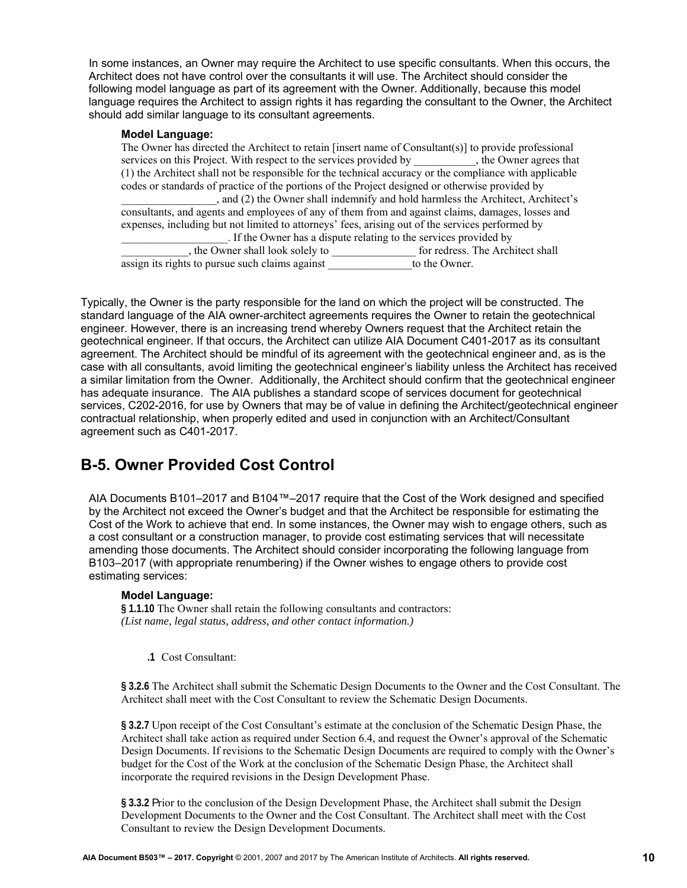In some instances, an Owner may require the Architect to use specific consultants. When this occurs, the Architect does not have control over the consultants it will use. The Architect should consider the following model language as part of its agreement with the Owner. Additionally, because this model language requires the Architect to assign rights it has regarding the consultant to the Owner, the Architect should add similar language to its consultant agreements.

**Model Language:**

The Owner has directed the Architect to retain [insert name of Consultant(s)] to provide professional services on this Project. With respect to the services provided by ___________, the Owner agrees that (1) the Architect shall not be responsible for the technical accuracy or the compliance with applicable codes or standards of practice of the portions of the Project designed or otherwise provided by _________________, and (2) the Owner shall indemnify and hold harmless the Architect, Architect's consultants, and agents and employees of any of them from and against claims, damages, losses and expenses, including but not limited to attorneys' fees, arising out of the services performed by ___________________. If the Owner has a dispute relating to the services provided by ____________, the Owner shall look solely to _______________ for redress. The Architect shall assign its rights to pursue such claims against _______________to the Owner.

Typically, the Owner is the party responsible for the land on which the project will be constructed. The standard language of the AIA owner-architect agreements requires the Owner to retain the geotechnical engineer. However, there is an increasing trend whereby Owners request that the Architect retain the geotechnical engineer. If that occurs, the Architect can utilize AIA Document C401-2017 as its consultant agreement. The Architect should be mindful of its agreement with the geotechnical engineer and, as is the case with all consultants, avoid limiting the geotechnical engineer's liability unless the Architect has received a similar limitation from the Owner. Additionally, the Architect should confirm that the geotechnical engineer has adequate insurance. The AIA publishes a standard scope of services document for geotechnical services, C202-2016, for use by Owners that may be of value in defining the Architect/geotechnical engineer contractual relationship, when properly edited and used in conjunction with an Architect/Consultant agreement such as C401-2017.

## B-5. Owner Provided Cost Control

AIA Documents B101–2017 and B104™–2017 require that the Cost of the Work designed and specified by the Architect not exceed the Owner's budget and that the Architect be responsible for estimating the Cost of the Work to achieve that end. In some instances, the Owner may wish to engage others, such as a cost consultant or a construction manager, to provide cost estimating services that will necessitate amending those documents. The Architect should consider incorporating the following language from B103–2017 (with appropriate renumbering) if the Owner wishes to engage others to provide cost estimating services:

**Model Language:**

**§ 1.1.10** The Owner shall retain the following consultants and contractors:
*(List name, legal status, address, and other contact information.)*

**.1** Cost Consultant:

**§ 3.2.6** The Architect shall submit the Schematic Design Documents to the Owner and the Cost Consultant. The Architect shall meet with the Cost Consultant to review the Schematic Design Documents.

**§ 3.2.7** Upon receipt of the Cost Consultant's estimate at the conclusion of the Schematic Design Phase, the Architect shall take action as required under Section 6.4, and request the Owner's approval of the Schematic Design Documents. If revisions to the Schematic Design Documents are required to comply with the Owner's budget for the Cost of the Work at the conclusion of the Schematic Design Phase, the Architect shall incorporate the required revisions in the Design Development Phase.

**§ 3.3.2** Prior to the conclusion of the Design Development Phase, the Architect shall submit the Design Development Documents to the Owner and the Cost Consultant. The Architect shall meet with the Cost Consultant to review the Design Development Documents.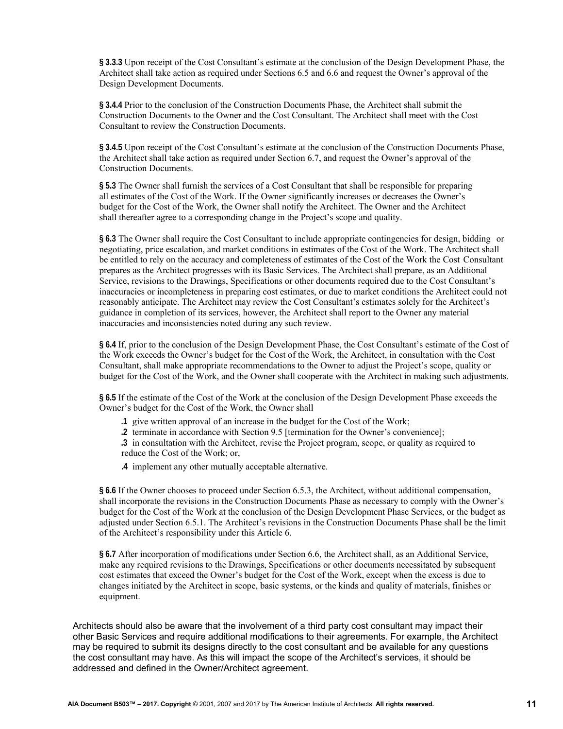**§ 3.3.3** Upon receipt of the Cost Consultant's estimate at the conclusion of the Design Development Phase, the Architect shall take action as required under Sections 6.5 and 6.6 and request the Owner's approval of the Design Development Documents.

**§ 3.4.4** Prior to the conclusion of the Construction Documents Phase, the Architect shall submit the Construction Documents to the Owner and the Cost Consultant. The Architect shall meet with the Cost Consultant to review the Construction Documents.

**§ 3.4.5** Upon receipt of the Cost Consultant's estimate at the conclusion of the Construction Documents Phase, the Architect shall take action as required under Section 6.7, and request the Owner's approval of the Construction Documents.

**§ 5.3** The Owner shall furnish the services of a Cost Consultant that shall be responsible for preparing all estimates of the Cost of the Work. If the Owner significantly increases or decreases the Owner's budget for the Cost of the Work, the Owner shall notify the Architect. The Owner and the Architect shall thereafter agree to a corresponding change in the Project's scope and quality.

**§ 6.3** The Owner shall require the Cost Consultant to include appropriate contingencies for design, bidding or negotiating, price escalation, and market conditions in estimates of the Cost of the Work. The Architect shall be entitled to rely on the accuracy and completeness of estimates of the Cost of the Work the Cost Consultant prepares as the Architect progresses with its Basic Services. The Architect shall prepare, as an Additional Service, revisions to the Drawings, Specifications or other documents required due to the Cost Consultant's inaccuracies or incompleteness in preparing cost estimates, or due to market conditions the Architect could not reasonably anticipate. The Architect may review the Cost Consultant's estimates solely for the Architect's guidance in completion of its services, however, the Architect shall report to the Owner any material inaccuracies and inconsistencies noted during any such review.

**§ 6.4** If, prior to the conclusion of the Design Development Phase, the Cost Consultant's estimate of the Cost of the Work exceeds the Owner's budget for the Cost of the Work, the Architect, in consultation with the Cost Consultant, shall make appropriate recommendations to the Owner to adjust the Project's scope, quality or budget for the Cost of the Work, and the Owner shall cooperate with the Architect in making such adjustments.

**§ 6.5** If the estimate of the Cost of the Work at the conclusion of the Design Development Phase exceeds the Owner's budget for the Cost of the Work, the Owner shall

- **.1** give written approval of an increase in the budget for the Cost of the Work;
- **.2** terminate in accordance with Section 9.5 [termination for the Owner's convenience];
- **.3** in consultation with the Architect, revise the Project program, scope, or quality as required to reduce the Cost of the Work; or,
- **.4** implement any other mutually acceptable alternative.

**§ 6.6** If the Owner chooses to proceed under Section 6.5.3, the Architect, without additional compensation, shall incorporate the revisions in the Construction Documents Phase as necessary to comply with the Owner's budget for the Cost of the Work at the conclusion of the Design Development Phase Services, or the budget as adjusted under Section 6.5.1. The Architect's revisions in the Construction Documents Phase shall be the limit of the Architect's responsibility under this Article 6.

**§ 6.7** After incorporation of modifications under Section 6.6, the Architect shall, as an Additional Service, make any required revisions to the Drawings, Specifications or other documents necessitated by subsequent cost estimates that exceed the Owner's budget for the Cost of the Work, except when the excess is due to changes initiated by the Architect in scope, basic systems, or the kinds and quality of materials, finishes or equipment.

Architects should also be aware that the involvement of a third party cost consultant may impact their other Basic Services and require additional modifications to their agreements. For example, the Architect may be required to submit its designs directly to the cost consultant and be available for any questions the cost consultant may have. As this will impact the scope of the Architect's services, it should be addressed and defined in the Owner/Architect agreement.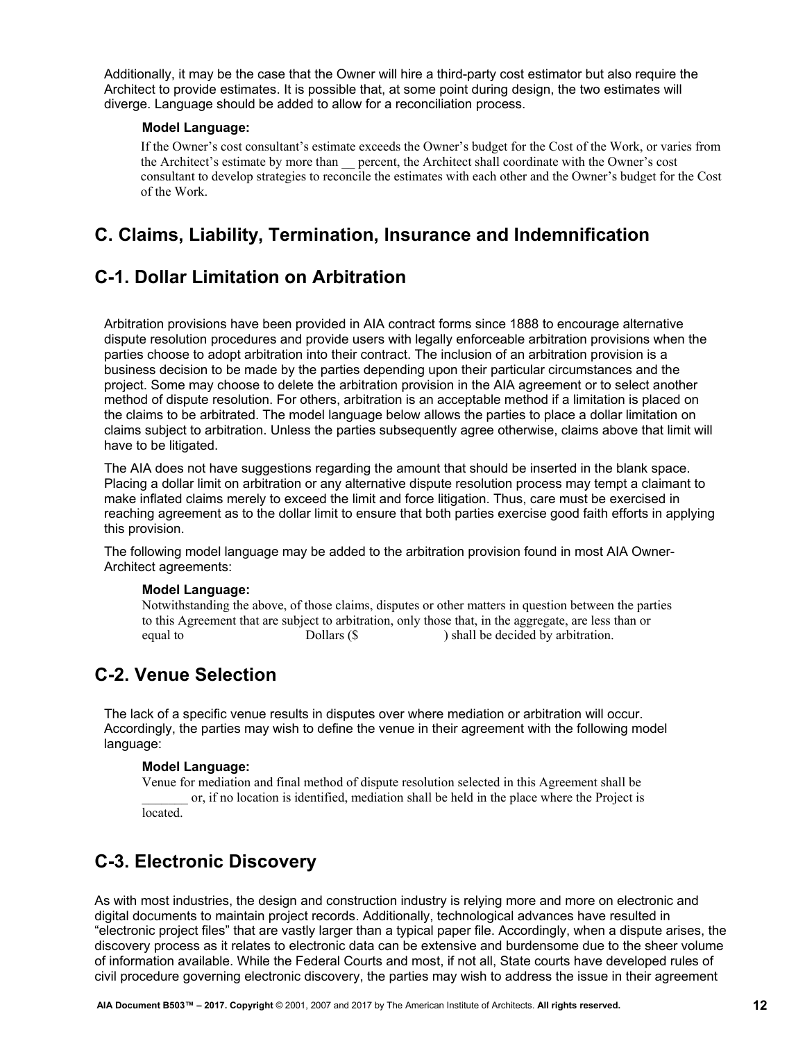Additionally, it may be the case that the Owner will hire a third-party cost estimator but also require the Architect to provide estimates. It is possible that, at some point during design, the two estimates will diverge. Language should be added to allow for a reconciliation process.

**Model Language:**

If the Owner's cost consultant's estimate exceeds the Owner's budget for the Cost of the Work, or varies from the Architect's estimate by more than __ percent, the Architect shall coordinate with the Owner's cost consultant to develop strategies to reconcile the estimates with each other and the Owner's budget for the Cost of the Work.

## C. Claims, Liability, Termination, Insurance and Indemnification

## C-1. Dollar Limitation on Arbitration

Arbitration provisions have been provided in AIA contract forms since 1888 to encourage alternative dispute resolution procedures and provide users with legally enforceable arbitration provisions when the parties choose to adopt arbitration into their contract. The inclusion of an arbitration provision is a business decision to be made by the parties depending upon their particular circumstances and the project. Some may choose to delete the arbitration provision in the AIA agreement or to select another method of dispute resolution. For others, arbitration is an acceptable method if a limitation is placed on the claims to be arbitrated. The model language below allows the parties to place a dollar limitation on claims subject to arbitration. Unless the parties subsequently agree otherwise, claims above that limit will have to be litigated.

The AIA does not have suggestions regarding the amount that should be inserted in the blank space. Placing a dollar limit on arbitration or any alternative dispute resolution process may tempt a claimant to make inflated claims merely to exceed the limit and force litigation. Thus, care must be exercised in reaching agreement as to the dollar limit to ensure that both parties exercise good faith efforts in applying this provision.

The following model language may be added to the arbitration provision found in most AIA Owner-Architect agreements:

**Model Language:**

Notwithstanding the above, of those claims, disputes or other matters in question between the parties to this Agreement that are subject to arbitration, only those that, in the aggregate, are less than or equal to                          Dollars ($                    ) shall be decided by arbitration.

## C-2. Venue Selection

The lack of a specific venue results in disputes over where mediation or arbitration will occur. Accordingly, the parties may wish to define the venue in their agreement with the following model language:

**Model Language:**

Venue for mediation and final method of dispute resolution selected in this Agreement shall be _______ or, if no location is identified, mediation shall be held in the place where the Project is located.

## C-3. Electronic Discovery

As with most industries, the design and construction industry is relying more and more on electronic and digital documents to maintain project records. Additionally, technological advances have resulted in "electronic project files" that are vastly larger than a typical paper file. Accordingly, when a dispute arises, the discovery process as it relates to electronic data can be extensive and burdensome due to the sheer volume of information available. While the Federal Courts and most, if not all, State courts have developed rules of civil procedure governing electronic discovery, the parties may wish to address the issue in their agreement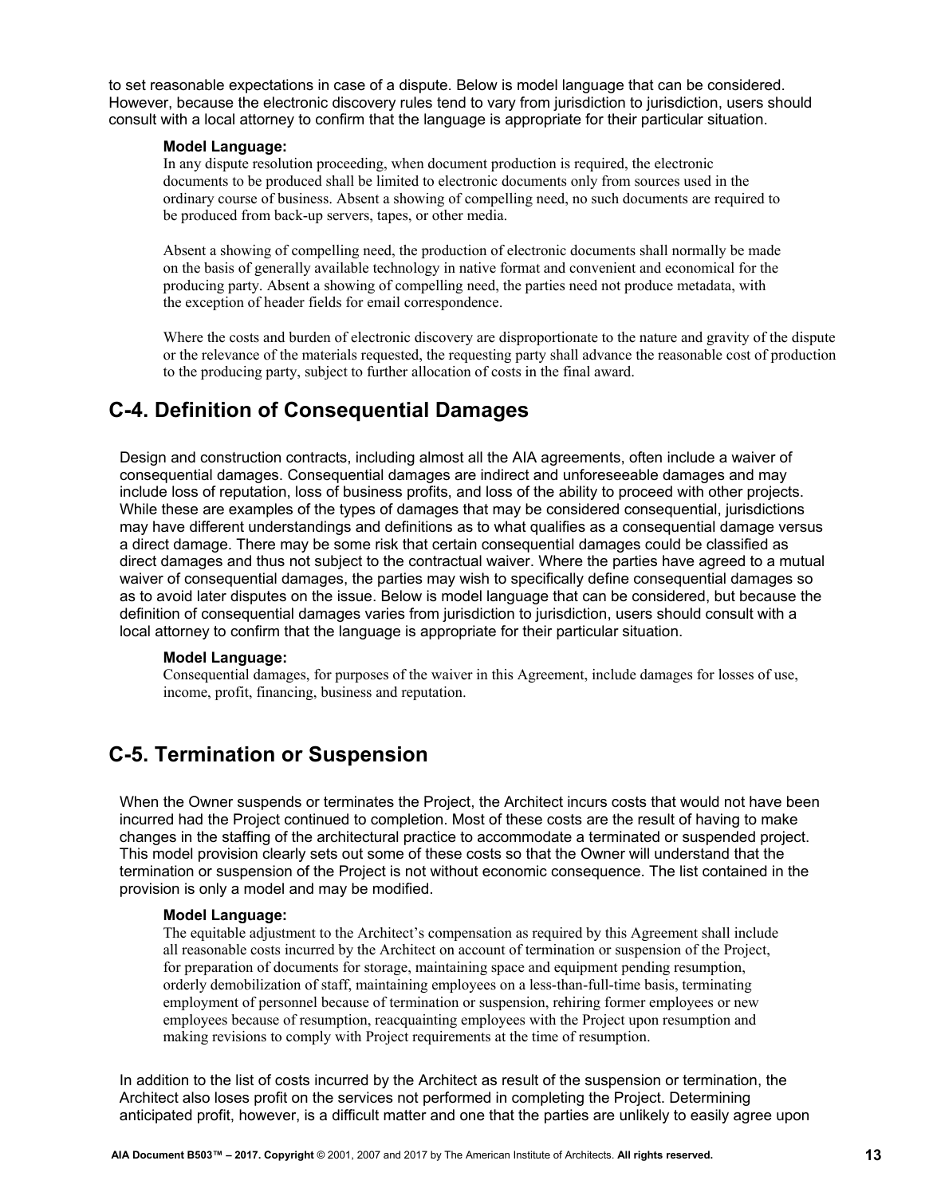to set reasonable expectations in case of a dispute. Below is model language that can be considered. However, because the electronic discovery rules tend to vary from jurisdiction to jurisdiction, users should consult with a local attorney to confirm that the language is appropriate for their particular situation.

**Model Language:**

In any dispute resolution proceeding, when document production is required, the electronic documents to be produced shall be limited to electronic documents only from sources used in the ordinary course of business. Absent a showing of compelling need, no such documents are required to be produced from back-up servers, tapes, or other media.

Absent a showing of compelling need, the production of electronic documents shall normally be made on the basis of generally available technology in native format and convenient and economical for the producing party. Absent a showing of compelling need, the parties need not produce metadata, with the exception of header fields for email correspondence.

Where the costs and burden of electronic discovery are disproportionate to the nature and gravity of the dispute or the relevance of the materials requested, the requesting party shall advance the reasonable cost of production to the producing party, subject to further allocation of costs in the final award.

## C-4. Definition of Consequential Damages

Design and construction contracts, including almost all the AIA agreements, often include a waiver of consequential damages. Consequential damages are indirect and unforeseeable damages and may include loss of reputation, loss of business profits, and loss of the ability to proceed with other projects. While these are examples of the types of damages that may be considered consequential, jurisdictions may have different understandings and definitions as to what qualifies as a consequential damage versus a direct damage. There may be some risk that certain consequential damages could be classified as direct damages and thus not subject to the contractual waiver. Where the parties have agreed to a mutual waiver of consequential damages, the parties may wish to specifically define consequential damages so as to avoid later disputes on the issue. Below is model language that can be considered, but because the definition of consequential damages varies from jurisdiction to jurisdiction, users should consult with a local attorney to confirm that the language is appropriate for their particular situation.

**Model Language:**

Consequential damages, for purposes of the waiver in this Agreement, include damages for losses of use, income, profit, financing, business and reputation.

## C-5. Termination or Suspension

When the Owner suspends or terminates the Project, the Architect incurs costs that would not have been incurred had the Project continued to completion. Most of these costs are the result of having to make changes in the staffing of the architectural practice to accommodate a terminated or suspended project. This model provision clearly sets out some of these costs so that the Owner will understand that the termination or suspension of the Project is not without economic consequence. The list contained in the provision is only a model and may be modified.

**Model Language:**

The equitable adjustment to the Architect's compensation as required by this Agreement shall include all reasonable costs incurred by the Architect on account of termination or suspension of the Project, for preparation of documents for storage, maintaining space and equipment pending resumption, orderly demobilization of staff, maintaining employees on a less-than-full-time basis, terminating employment of personnel because of termination or suspension, rehiring former employees or new employees because of resumption, reacquainting employees with the Project upon resumption and making revisions to comply with Project requirements at the time of resumption.

In addition to the list of costs incurred by the Architect as result of the suspension or termination, the Architect also loses profit on the services not performed in completing the Project. Determining anticipated profit, however, is a difficult matter and one that the parties are unlikely to easily agree upon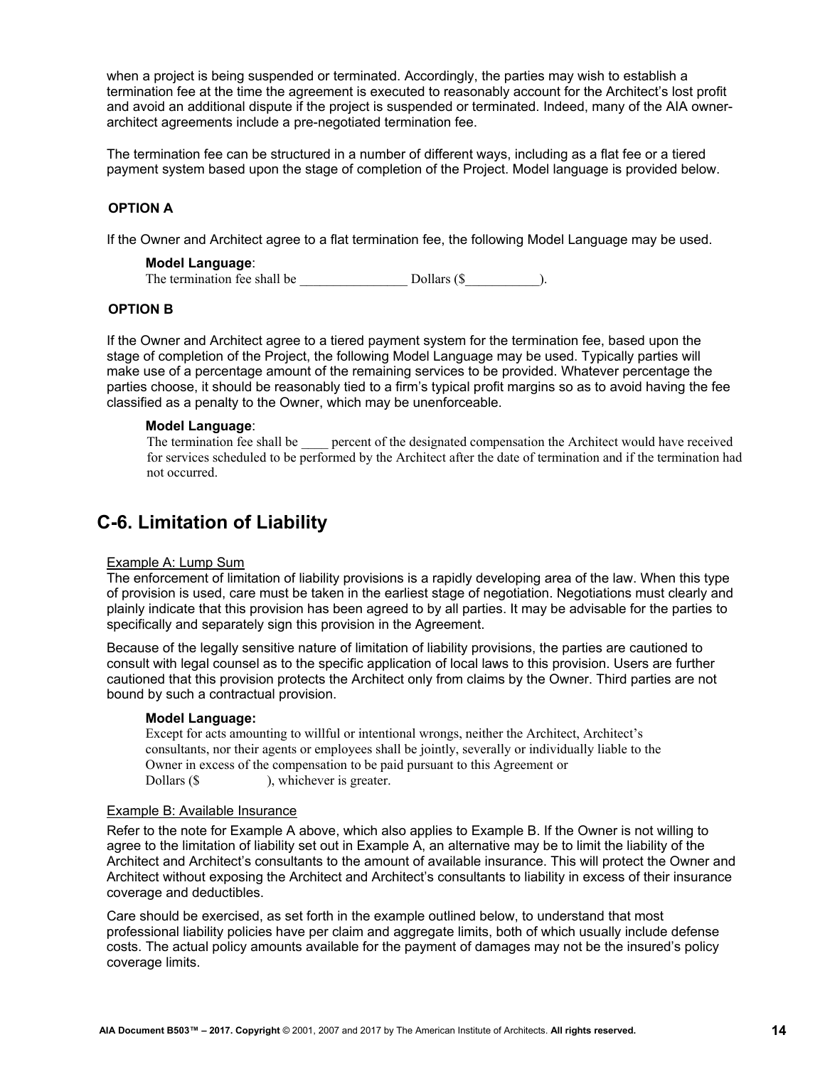when a project is being suspended or terminated. Accordingly, the parties may wish to establish a termination fee at the time the agreement is executed to reasonably account for the Architect's lost profit and avoid an additional dispute if the project is suspended or terminated. Indeed, many of the AIA owner-architect agreements include a pre-negotiated termination fee.

The termination fee can be structured in a number of different ways, including as a flat fee or a tiered payment system based upon the stage of completion of the Project. Model language is provided below.

**OPTION A**

If the Owner and Architect agree to a flat termination fee, the following Model Language may be used.

> **Model Language**:
> The termination fee shall be ________________ Dollars ($___________).

**OPTION B**

If the Owner and Architect agree to a tiered payment system for the termination fee, based upon the stage of completion of the Project, the following Model Language may be used. Typically parties will make use of a percentage amount of the remaining services to be provided. Whatever percentage the parties choose, it should be reasonably tied to a firm's typical profit margins so as to avoid having the fee classified as a penalty to the Owner, which may be unenforceable.

> **Model Language**:
> The termination fee shall be ____ percent of the designated compensation the Architect would have received for services scheduled to be performed by the Architect after the date of termination and if the termination had not occurred.

## C-6. Limitation of Liability

Example A: Lump Sum

The enforcement of limitation of liability provisions is a rapidly developing area of the law. When this type of provision is used, care must be taken in the earliest stage of negotiation. Negotiations must clearly and plainly indicate that this provision has been agreed to by all parties. It may be advisable for the parties to specifically and separately sign this provision in the Agreement.

Because of the legally sensitive nature of limitation of liability provisions, the parties are cautioned to consult with legal counsel as to the specific application of local laws to this provision. Users are further cautioned that this provision protects the Architect only from claims by the Owner. Third parties are not bound by such a contractual provision.

> **Model Language:**
> Except for acts amounting to willful or intentional wrongs, neither the Architect, Architect's consultants, nor their agents or employees shall be jointly, severally or individually liable to the Owner in excess of the compensation to be paid pursuant to this Agreement or Dollars ($ ), whichever is greater.

Example B: Available Insurance

Refer to the note for Example A above, which also applies to Example B. If the Owner is not willing to agree to the limitation of liability set out in Example A, an alternative may be to limit the liability of the Architect and Architect's consultants to the amount of available insurance. This will protect the Owner and Architect without exposing the Architect and Architect's consultants to liability in excess of their insurance coverage and deductibles.

Care should be exercised, as set forth in the example outlined below, to understand that most professional liability policies have per claim and aggregate limits, both of which usually include defense costs. The actual policy amounts available for the payment of damages may not be the insured's policy coverage limits.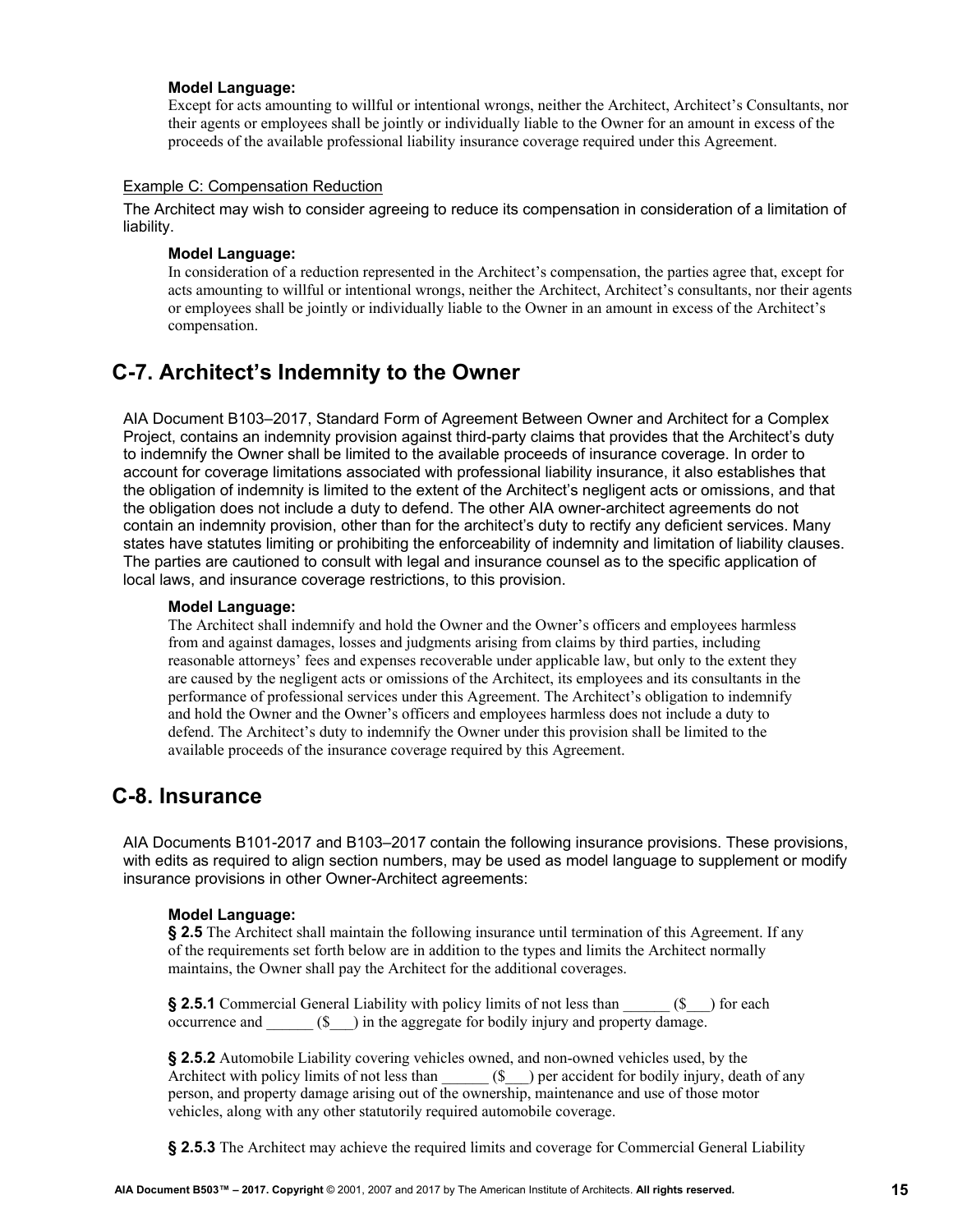**Model Language:**
Except for acts amounting to willful or intentional wrongs, neither the Architect, Architect's Consultants, nor their agents or employees shall be jointly or individually liable to the Owner for an amount in excess of the proceeds of the available professional liability insurance coverage required under this Agreement.

Example C: Compensation Reduction

The Architect may wish to consider agreeing to reduce its compensation in consideration of a limitation of liability.

**Model Language:**
In consideration of a reduction represented in the Architect's compensation, the parties agree that, except for acts amounting to willful or intentional wrongs, neither the Architect, Architect's consultants, nor their agents or employees shall be jointly or individually liable to the Owner in an amount in excess of the Architect's compensation.

## C-7. Architect's Indemnity to the Owner

AIA Document B103–2017, Standard Form of Agreement Between Owner and Architect for a Complex Project, contains an indemnity provision against third-party claims that provides that the Architect's duty to indemnify the Owner shall be limited to the available proceeds of insurance coverage. In order to account for coverage limitations associated with professional liability insurance, it also establishes that the obligation of indemnity is limited to the extent of the Architect's negligent acts or omissions, and that the obligation does not include a duty to defend. The other AIA owner-architect agreements do not contain an indemnity provision, other than for the architect's duty to rectify any deficient services. Many states have statutes limiting or prohibiting the enforceability of indemnity and limitation of liability clauses. The parties are cautioned to consult with legal and insurance counsel as to the specific application of local laws, and insurance coverage restrictions, to this provision.

**Model Language:**
The Architect shall indemnify and hold the Owner and the Owner's officers and employees harmless from and against damages, losses and judgments arising from claims by third parties, including reasonable attorneys' fees and expenses recoverable under applicable law, but only to the extent they are caused by the negligent acts or omissions of the Architect, its employees and its consultants in the performance of professional services under this Agreement. The Architect's obligation to indemnify and hold the Owner and the Owner's officers and employees harmless does not include a duty to defend. The Architect's duty to indemnify the Owner under this provision shall be limited to the available proceeds of the insurance coverage required by this Agreement.

## C-8. Insurance

AIA Documents B101-2017 and B103–2017 contain the following insurance provisions. These provisions, with edits as required to align section numbers, may be used as model language to supplement or modify insurance provisions in other Owner-Architect agreements:

**Model Language:**
**§ 2.5** The Architect shall maintain the following insurance until termination of this Agreement. If any of the requirements set forth below are in addition to the types and limits the Architect normally maintains, the Owner shall pay the Architect for the additional coverages.

**§ 2.5.1** Commercial General Liability with policy limits of not less than ______ ($___) for each occurrence and ______ ($___) in the aggregate for bodily injury and property damage.

**§ 2.5.2** Automobile Liability covering vehicles owned, and non-owned vehicles used, by the Architect with policy limits of not less than ______ ($___) per accident for bodily injury, death of any person, and property damage arising out of the ownership, maintenance and use of those motor vehicles, along with any other statutorily required automobile coverage.

**§ 2.5.3** The Architect may achieve the required limits and coverage for Commercial General Liability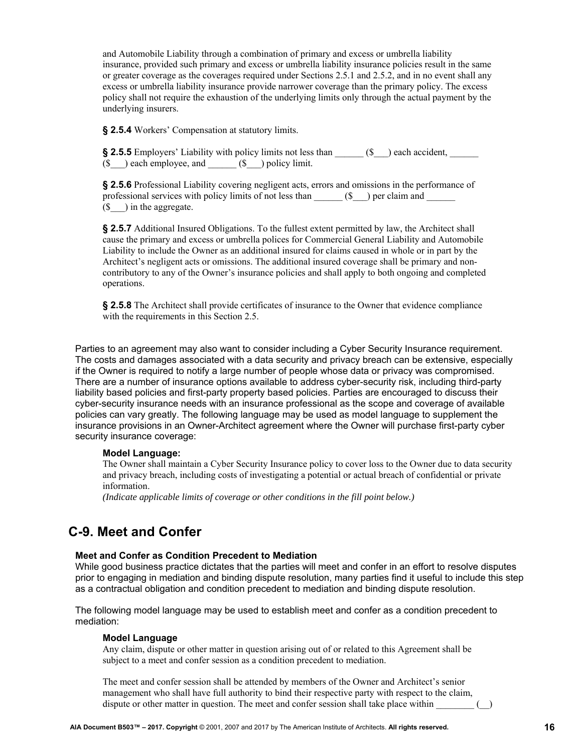and Automobile Liability through a combination of primary and excess or umbrella liability insurance, provided such primary and excess or umbrella liability insurance policies result in the same or greater coverage as the coverages required under Sections 2.5.1 and 2.5.2, and in no event shall any excess or umbrella liability insurance provide narrower coverage than the primary policy. The excess policy shall not require the exhaustion of the underlying limits only through the actual payment by the underlying insurers.

**§ 2.5.4** Workers' Compensation at statutory limits.

**§ 2.5.5** Employers' Liability with policy limits not less than ______ ($___) each accident, ______ ($___) each employee, and ______ ($___) policy limit.

**§ 2.5.6** Professional Liability covering negligent acts, errors and omissions in the performance of professional services with policy limits of not less than ______ ($___) per claim and ______ ($___) in the aggregate.

**§ 2.5.7** Additional Insured Obligations. To the fullest extent permitted by law, the Architect shall cause the primary and excess or umbrella polices for Commercial General Liability and Automobile Liability to include the Owner as an additional insured for claims caused in whole or in part by the Architect's negligent acts or omissions. The additional insured coverage shall be primary and non-contributory to any of the Owner's insurance policies and shall apply to both ongoing and completed operations.

**§ 2.5.8** The Architect shall provide certificates of insurance to the Owner that evidence compliance with the requirements in this Section 2.5.

Parties to an agreement may also want to consider including a Cyber Security Insurance requirement. The costs and damages associated with a data security and privacy breach can be extensive, especially if the Owner is required to notify a large number of people whose data or privacy was compromised. There are a number of insurance options available to address cyber-security risk, including third-party liability based policies and first-party property based policies. Parties are encouraged to discuss their cyber-security insurance needs with an insurance professional as the scope and coverage of available policies can vary greatly. The following language may be used as model language to supplement the insurance provisions in an Owner-Architect agreement where the Owner will purchase first-party cyber security insurance coverage:

**Model Language:**

The Owner shall maintain a Cyber Security Insurance policy to cover loss to the Owner due to data security and privacy breach, including costs of investigating a potential or actual breach of confidential or private information.

*(Indicate applicable limits of coverage or other conditions in the fill point below.)*

## C-9. Meet and Confer

**Meet and Confer as Condition Precedent to Mediation**

While good business practice dictates that the parties will meet and confer in an effort to resolve disputes prior to engaging in mediation and binding dispute resolution, many parties find it useful to include this step as a contractual obligation and condition precedent to mediation and binding dispute resolution.

The following model language may be used to establish meet and confer as a condition precedent to mediation:

**Model Language**

Any claim, dispute or other matter in question arising out of or related to this Agreement shall be subject to a meet and confer session as a condition precedent to mediation.

The meet and confer session shall be attended by members of the Owner and Architect's senior management who shall have full authority to bind their respective party with respect to the claim, dispute or other matter in question. The meet and confer session shall take place within ________ (__)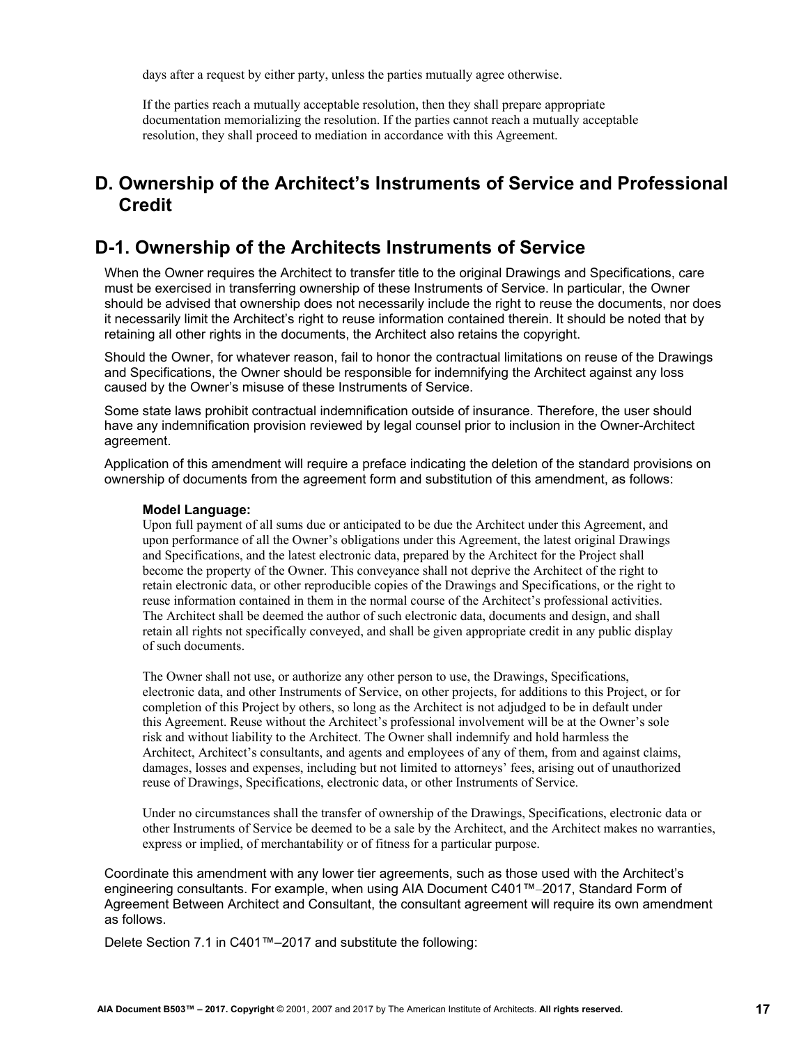days after a request by either party, unless the parties mutually agree otherwise.

If the parties reach a mutually acceptable resolution, then they shall prepare appropriate documentation memorializing the resolution. If the parties cannot reach a mutually acceptable resolution, they shall proceed to mediation in accordance with this Agreement.

## D. Ownership of the Architect's Instruments of Service and Professional Credit

## D-1. Ownership of the Architects Instruments of Service

When the Owner requires the Architect to transfer title to the original Drawings and Specifications, care must be exercised in transferring ownership of these Instruments of Service. In particular, the Owner should be advised that ownership does not necessarily include the right to reuse the documents, nor does it necessarily limit the Architect's right to reuse information contained therein. It should be noted that by retaining all other rights in the documents, the Architect also retains the copyright.

Should the Owner, for whatever reason, fail to honor the contractual limitations on reuse of the Drawings and Specifications, the Owner should be responsible for indemnifying the Architect against any loss caused by the Owner's misuse of these Instruments of Service.

Some state laws prohibit contractual indemnification outside of insurance. Therefore, the user should have any indemnification provision reviewed by legal counsel prior to inclusion in the Owner-Architect agreement.

Application of this amendment will require a preface indicating the deletion of the standard provisions on ownership of documents from the agreement form and substitution of this amendment, as follows:

**Model Language:**
Upon full payment of all sums due or anticipated to be due the Architect under this Agreement, and upon performance of all the Owner's obligations under this Agreement, the latest original Drawings and Specifications, and the latest electronic data, prepared by the Architect for the Project shall become the property of the Owner. This conveyance shall not deprive the Architect of the right to retain electronic data, or other reproducible copies of the Drawings and Specifications, or the right to reuse information contained in them in the normal course of the Architect's professional activities. The Architect shall be deemed the author of such electronic data, documents and design, and shall retain all rights not specifically conveyed, and shall be given appropriate credit in any public display of such documents.

The Owner shall not use, or authorize any other person to use, the Drawings, Specifications, electronic data, and other Instruments of Service, on other projects, for additions to this Project, or for completion of this Project by others, so long as the Architect is not adjudged to be in default under this Agreement. Reuse without the Architect's professional involvement will be at the Owner's sole risk and without liability to the Architect. The Owner shall indemnify and hold harmless the Architect, Architect's consultants, and agents and employees of any of them, from and against claims, damages, losses and expenses, including but not limited to attorneys' fees, arising out of unauthorized reuse of Drawings, Specifications, electronic data, or other Instruments of Service.

Under no circumstances shall the transfer of ownership of the Drawings, Specifications, electronic data or other Instruments of Service be deemed to be a sale by the Architect, and the Architect makes no warranties, express or implied, of merchantability or of fitness for a particular purpose.

Coordinate this amendment with any lower tier agreements, such as those used with the Architect's engineering consultants. For example, when using AIA Document C401™–2017, Standard Form of Agreement Between Architect and Consultant, the consultant agreement will require its own amendment as follows.

Delete Section 7.1 in C401™–2017 and substitute the following: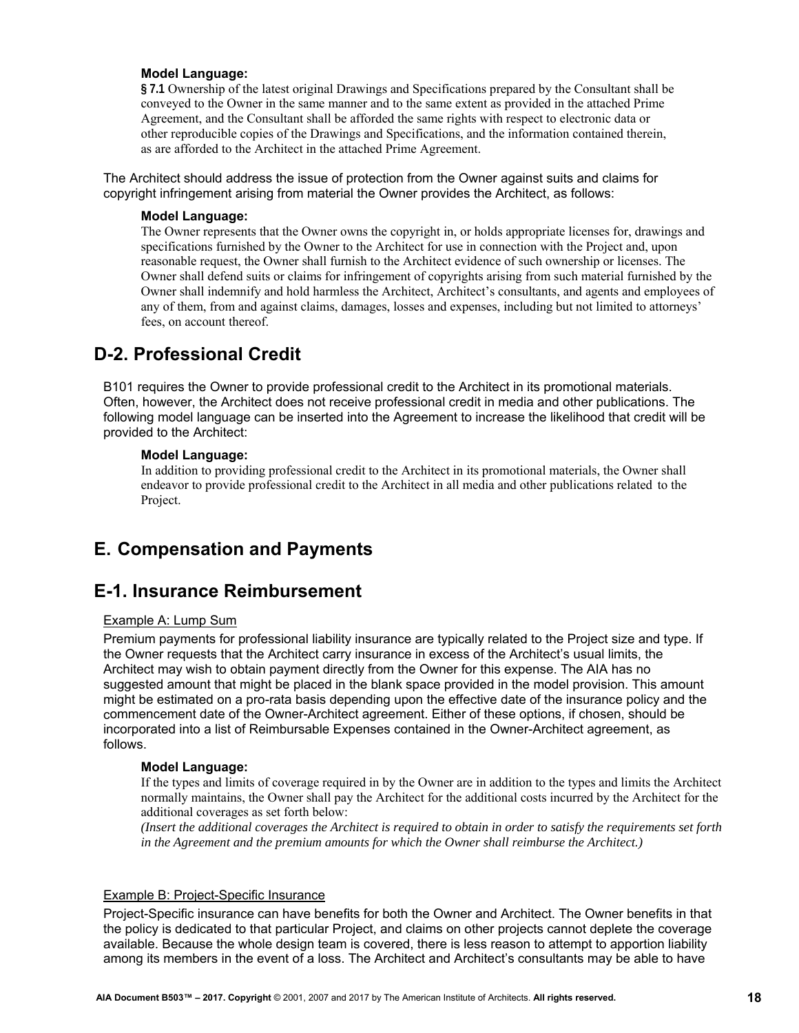**Model Language:**

**§ 7.1** Ownership of the latest original Drawings and Specifications prepared by the Consultant shall be conveyed to the Owner in the same manner and to the same extent as provided in the attached Prime Agreement, and the Consultant shall be afforded the same rights with respect to electronic data or other reproducible copies of the Drawings and Specifications, and the information contained therein, as are afforded to the Architect in the attached Prime Agreement.

The Architect should address the issue of protection from the Owner against suits and claims for copyright infringement arising from material the Owner provides the Architect, as follows:

**Model Language:**

The Owner represents that the Owner owns the copyright in, or holds appropriate licenses for, drawings and specifications furnished by the Owner to the Architect for use in connection with the Project and, upon reasonable request, the Owner shall furnish to the Architect evidence of such ownership or licenses. The Owner shall defend suits or claims for infringement of copyrights arising from such material furnished by the Owner shall indemnify and hold harmless the Architect, Architect's consultants, and agents and employees of any of them, from and against claims, damages, losses and expenses, including but not limited to attorneys' fees, on account thereof.

## D-2. Professional Credit

B101 requires the Owner to provide professional credit to the Architect in its promotional materials. Often, however, the Architect does not receive professional credit in media and other publications. The following model language can be inserted into the Agreement to increase the likelihood that credit will be provided to the Architect:

**Model Language:**

In addition to providing professional credit to the Architect in its promotional materials, the Owner shall endeavor to provide professional credit to the Architect in all media and other publications related to the Project.

# E. Compensation and Payments

## E-1. Insurance Reimbursement

Example A: Lump Sum

Premium payments for professional liability insurance are typically related to the Project size and type. If the Owner requests that the Architect carry insurance in excess of the Architect's usual limits, the Architect may wish to obtain payment directly from the Owner for this expense. The AIA has no suggested amount that might be placed in the blank space provided in the model provision. This amount might be estimated on a pro-rata basis depending upon the effective date of the insurance policy and the commencement date of the Owner-Architect agreement. Either of these options, if chosen, should be incorporated into a list of Reimbursable Expenses contained in the Owner-Architect agreement, as follows.

**Model Language:**

If the types and limits of coverage required in by the Owner are in addition to the types and limits the Architect normally maintains, the Owner shall pay the Architect for the additional costs incurred by the Architect for the additional coverages as set forth below:

*(Insert the additional coverages the Architect is required to obtain in order to satisfy the requirements set forth in the Agreement and the premium amounts for which the Owner shall reimburse the Architect.)*

Example B: Project-Specific Insurance

Project-Specific insurance can have benefits for both the Owner and Architect. The Owner benefits in that the policy is dedicated to that particular Project, and claims on other projects cannot deplete the coverage available. Because the whole design team is covered, there is less reason to attempt to apportion liability among its members in the event of a loss. The Architect and Architect's consultants may be able to have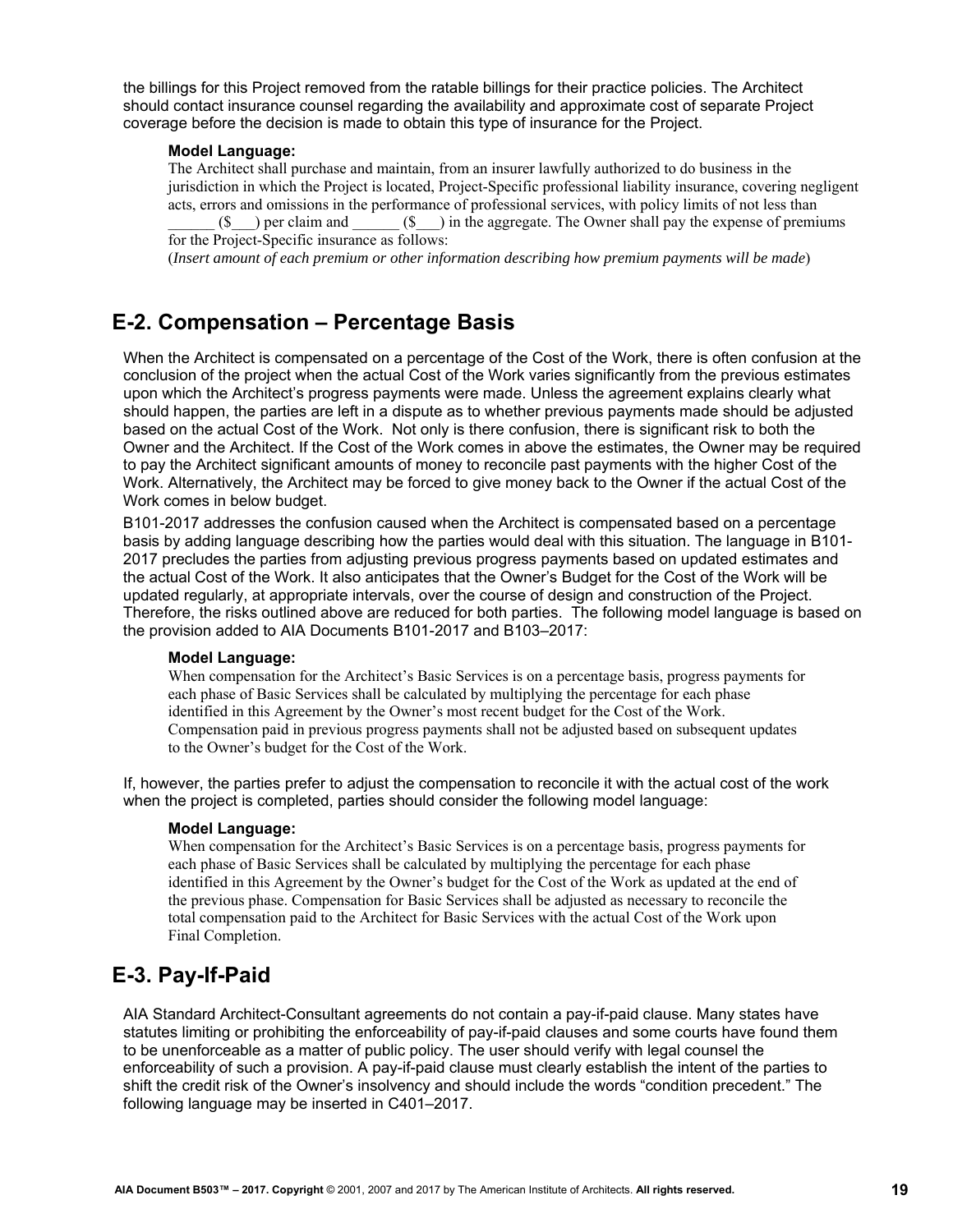the billings for this Project removed from the ratable billings for their practice policies. The Architect should contact insurance counsel regarding the availability and approximate cost of separate Project coverage before the decision is made to obtain this type of insurance for the Project.

**Model Language:**

The Architect shall purchase and maintain, from an insurer lawfully authorized to do business in the jurisdiction in which the Project is located, Project-Specific professional liability insurance, covering negligent acts, errors and omissions in the performance of professional services, with policy limits of not less than ______ ($___) per claim and ______ ($___) in the aggregate. The Owner shall pay the expense of premiums for the Project-Specific insurance as follows:

(*Insert amount of each premium or other information describing how premium payments will be made*)

## E-2. Compensation – Percentage Basis

When the Architect is compensated on a percentage of the Cost of the Work, there is often confusion at the conclusion of the project when the actual Cost of the Work varies significantly from the previous estimates upon which the Architect's progress payments were made. Unless the agreement explains clearly what should happen, the parties are left in a dispute as to whether previous payments made should be adjusted based on the actual Cost of the Work. Not only is there confusion, there is significant risk to both the Owner and the Architect. If the Cost of the Work comes in above the estimates, the Owner may be required to pay the Architect significant amounts of money to reconcile past payments with the higher Cost of the Work. Alternatively, the Architect may be forced to give money back to the Owner if the actual Cost of the Work comes in below budget.

B101-2017 addresses the confusion caused when the Architect is compensated based on a percentage basis by adding language describing how the parties would deal with this situation. The language in B101-2017 precludes the parties from adjusting previous progress payments based on updated estimates and the actual Cost of the Work. It also anticipates that the Owner's Budget for the Cost of the Work will be updated regularly, at appropriate intervals, over the course of design and construction of the Project. Therefore, the risks outlined above are reduced for both parties. The following model language is based on the provision added to AIA Documents B101-2017 and B103–2017:

**Model Language:**

When compensation for the Architect's Basic Services is on a percentage basis, progress payments for each phase of Basic Services shall be calculated by multiplying the percentage for each phase identified in this Agreement by the Owner's most recent budget for the Cost of the Work. Compensation paid in previous progress payments shall not be adjusted based on subsequent updates to the Owner's budget for the Cost of the Work.

If, however, the parties prefer to adjust the compensation to reconcile it with the actual cost of the work when the project is completed, parties should consider the following model language:

**Model Language:**

When compensation for the Architect's Basic Services is on a percentage basis, progress payments for each phase of Basic Services shall be calculated by multiplying the percentage for each phase identified in this Agreement by the Owner's budget for the Cost of the Work as updated at the end of the previous phase. Compensation for Basic Services shall be adjusted as necessary to reconcile the total compensation paid to the Architect for Basic Services with the actual Cost of the Work upon Final Completion.

## E-3. Pay-If-Paid

AIA Standard Architect-Consultant agreements do not contain a pay-if-paid clause. Many states have statutes limiting or prohibiting the enforceability of pay-if-paid clauses and some courts have found them to be unenforceable as a matter of public policy. The user should verify with legal counsel the enforceability of such a provision. A pay-if-paid clause must clearly establish the intent of the parties to shift the credit risk of the Owner's insolvency and should include the words "condition precedent." The following language may be inserted in C401–2017.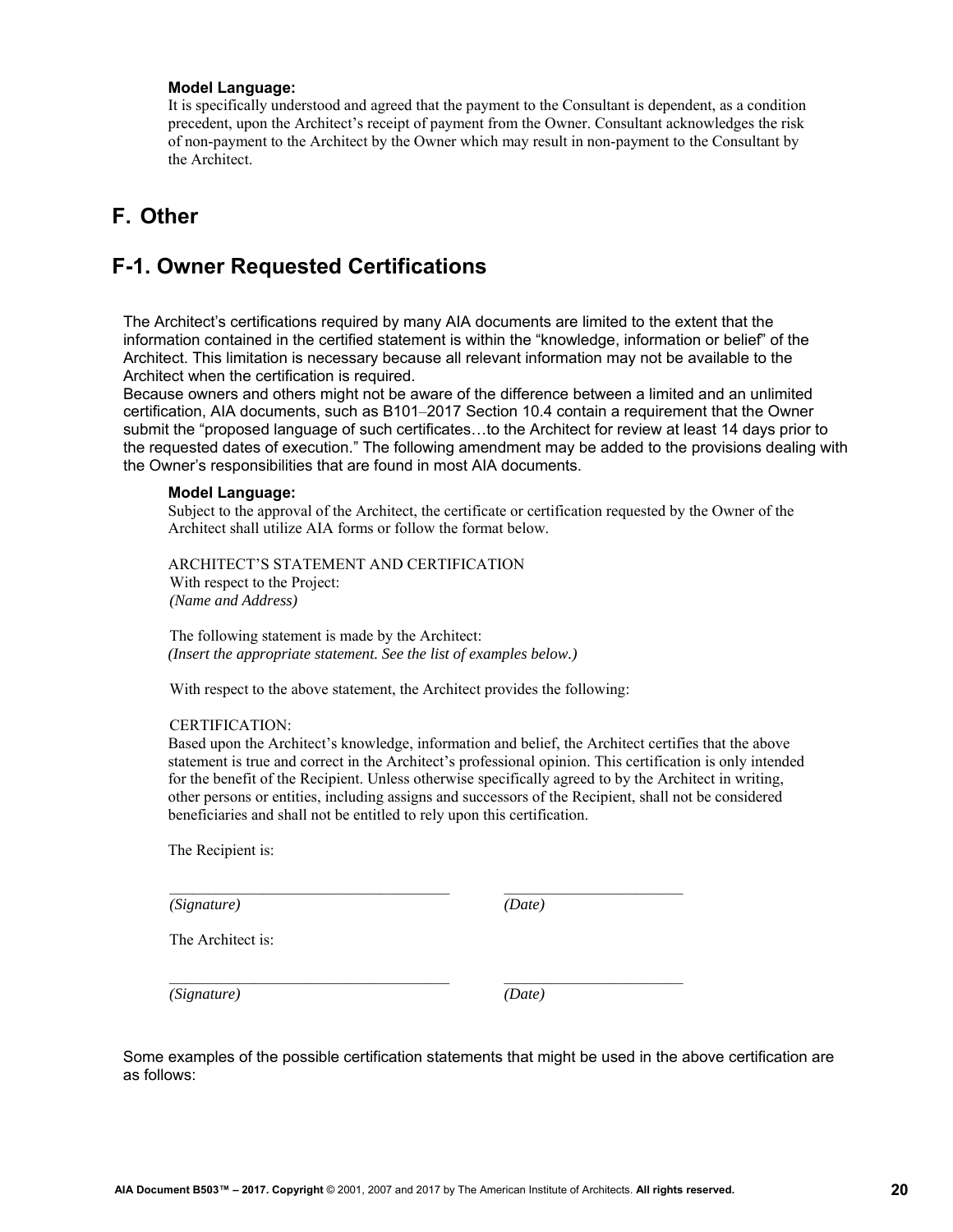**Model Language:**

It is specifically understood and agreed that the payment to the Consultant is dependent, as a condition precedent, upon the Architect's receipt of payment from the Owner. Consultant acknowledges the risk of non-payment to the Architect by the Owner which may result in non-payment to the Consultant by the Architect.

# F. Other

## F-1. Owner Requested Certifications

The Architect's certifications required by many AIA documents are limited to the extent that the information contained in the certified statement is within the "knowledge, information or belief" of the Architect. This limitation is necessary because all relevant information may not be available to the Architect when the certification is required.

Because owners and others might not be aware of the difference between a limited and an unlimited certification, AIA documents, such as B101–2017 Section 10.4 contain a requirement that the Owner submit the "proposed language of such certificates…to the Architect for review at least 14 days prior to the requested dates of execution." The following amendment may be added to the provisions dealing with the Owner's responsibilities that are found in most AIA documents.

**Model Language:**

Subject to the approval of the Architect, the certificate or certification requested by the Owner of the Architect shall utilize AIA forms or follow the format below.

ARCHITECT'S STATEMENT AND CERTIFICATION

With respect to the Project:

*(Name and Address)*

The following statement is made by the Architect:

*(Insert the appropriate statement. See the list of examples below.)*

With respect to the above statement, the Architect provides the following:

CERTIFICATION:

Based upon the Architect's knowledge, information and belief, the Architect certifies that the above statement is true and correct in the Architect's professional opinion. This certification is only intended for the benefit of the Recipient. Unless otherwise specifically agreed to by the Architect in writing, other persons or entities, including assigns and successors of the Recipient, shall not be considered beneficiaries and shall not be entitled to rely upon this certification.

The Recipient is:

\_\_\_\_\_\_\_\_\_\_\_\_\_\_\_\_\_\_\_\_\_\_\_\_\_\_\_\_\_\_\_\_\_\_\_\_ \_\_\_\_\_\_\_\_\_\_\_\_\_\_\_\_\_\_\_\_\_\_\_

*(Signature)* *(Date)*

The Architect is:

\_\_\_\_\_\_\_\_\_\_\_\_\_\_\_\_\_\_\_\_\_\_\_\_\_\_\_\_\_\_\_\_\_\_\_\_ \_\_\_\_\_\_\_\_\_\_\_\_\_\_\_\_\_\_\_\_\_\_\_

*(Signature)* *(Date)*

Some examples of the possible certification statements that might be used in the above certification are as follows: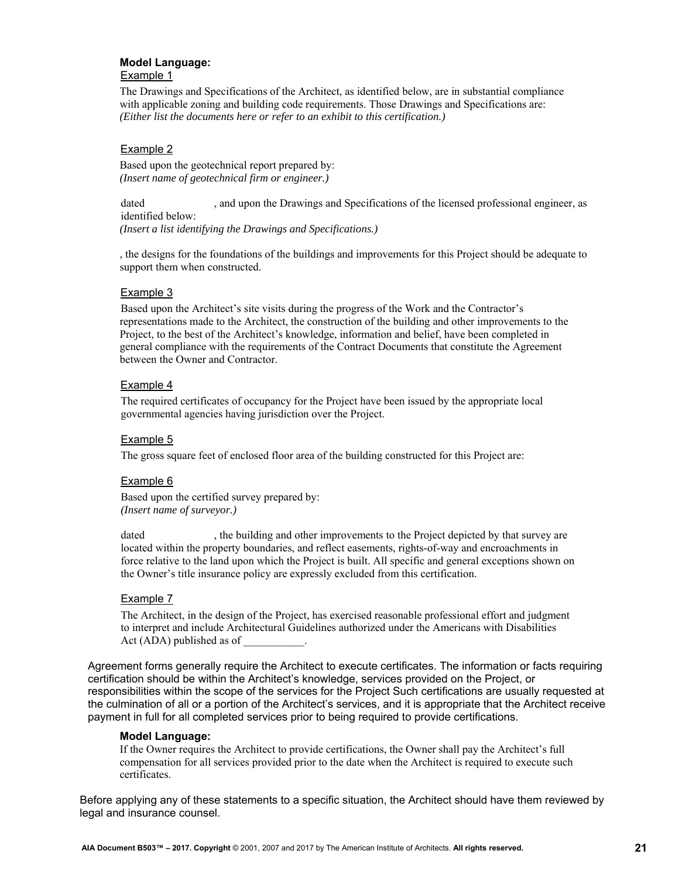**Model Language:**

Example 1

The Drawings and Specifications of the Architect, as identified below, are in substantial compliance with applicable zoning and building code requirements. Those Drawings and Specifications are:
*(Either list the documents here or refer to an exhibit to this certification.)*

Example 2

Based upon the geotechnical report prepared by:
*(Insert name of geotechnical firm or engineer.)*

dated , and upon the Drawings and Specifications of the licensed professional engineer, as identified below:
*(Insert a list identifying the Drawings and Specifications.)*

, the designs for the foundations of the buildings and improvements for this Project should be adequate to support them when constructed.

Example 3

Based upon the Architect's site visits during the progress of the Work and the Contractor's representations made to the Architect, the construction of the building and other improvements to the Project, to the best of the Architect's knowledge, information and belief, have been completed in general compliance with the requirements of the Contract Documents that constitute the Agreement between the Owner and Contractor.

Example 4

The required certificates of occupancy for the Project have been issued by the appropriate local governmental agencies having jurisdiction over the Project.

Example 5

The gross square feet of enclosed floor area of the building constructed for this Project are:

Example 6

Based upon the certified survey prepared by:
*(Insert name of surveyor.)*

dated , the building and other improvements to the Project depicted by that survey are located within the property boundaries, and reflect easements, rights-of-way and encroachments in force relative to the land upon which the Project is built. All specific and general exceptions shown on the Owner's title insurance policy are expressly excluded from this certification.

Example 7

The Architect, in the design of the Project, has exercised reasonable professional effort and judgment to interpret and include Architectural Guidelines authorized under the Americans with Disabilities Act (ADA) published as of ___________.

Agreement forms generally require the Architect to execute certificates. The information or facts requiring certification should be within the Architect's knowledge, services provided on the Project, or responsibilities within the scope of the services for the Project Such certifications are usually requested at the culmination of all or a portion of the Architect's services, and it is appropriate that the Architect receive payment in full for all completed services prior to being required to provide certifications.

**Model Language:**

If the Owner requires the Architect to provide certifications, the Owner shall pay the Architect's full compensation for all services provided prior to the date when the Architect is required to execute such certificates.

Before applying any of these statements to a specific situation, the Architect should have them reviewed by legal and insurance counsel.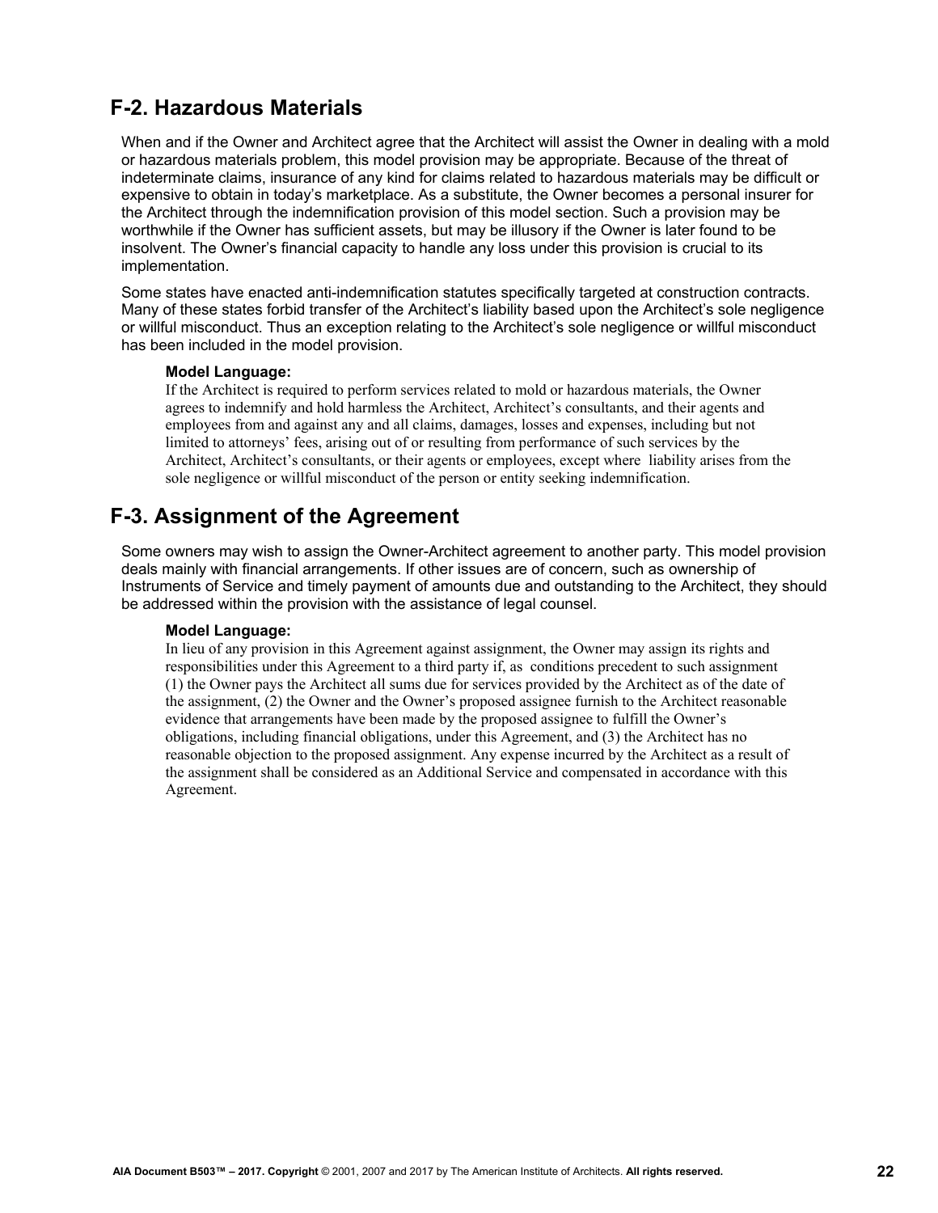## F-2. Hazardous Materials

When and if the Owner and Architect agree that the Architect will assist the Owner in dealing with a mold or hazardous materials problem, this model provision may be appropriate. Because of the threat of indeterminate claims, insurance of any kind for claims related to hazardous materials may be difficult or expensive to obtain in today's marketplace. As a substitute, the Owner becomes a personal insurer for the Architect through the indemnification provision of this model section. Such a provision may be worthwhile if the Owner has sufficient assets, but may be illusory if the Owner is later found to be insolvent. The Owner's financial capacity to handle any loss under this provision is crucial to its implementation.

Some states have enacted anti-indemnification statutes specifically targeted at construction contracts. Many of these states forbid transfer of the Architect's liability based upon the Architect's sole negligence or willful misconduct. Thus an exception relating to the Architect's sole negligence or willful misconduct has been included in the model provision.

**Model Language:**

If the Architect is required to perform services related to mold or hazardous materials, the Owner agrees to indemnify and hold harmless the Architect, Architect's consultants, and their agents and employees from and against any and all claims, damages, losses and expenses, including but not limited to attorneys' fees, arising out of or resulting from performance of such services by the Architect, Architect's consultants, or their agents or employees, except where liability arises from the sole negligence or willful misconduct of the person or entity seeking indemnification.

## F-3. Assignment of the Agreement

Some owners may wish to assign the Owner-Architect agreement to another party. This model provision deals mainly with financial arrangements. If other issues are of concern, such as ownership of Instruments of Service and timely payment of amounts due and outstanding to the Architect, they should be addressed within the provision with the assistance of legal counsel.

**Model Language:**

In lieu of any provision in this Agreement against assignment, the Owner may assign its rights and responsibilities under this Agreement to a third party if, as conditions precedent to such assignment (1) the Owner pays the Architect all sums due for services provided by the Architect as of the date of the assignment, (2) the Owner and the Owner's proposed assignee furnish to the Architect reasonable evidence that arrangements have been made by the proposed assignee to fulfill the Owner's obligations, including financial obligations, under this Agreement, and (3) the Architect has no reasonable objection to the proposed assignment. Any expense incurred by the Architect as a result of the assignment shall be considered as an Additional Service and compensated in accordance with this Agreement.